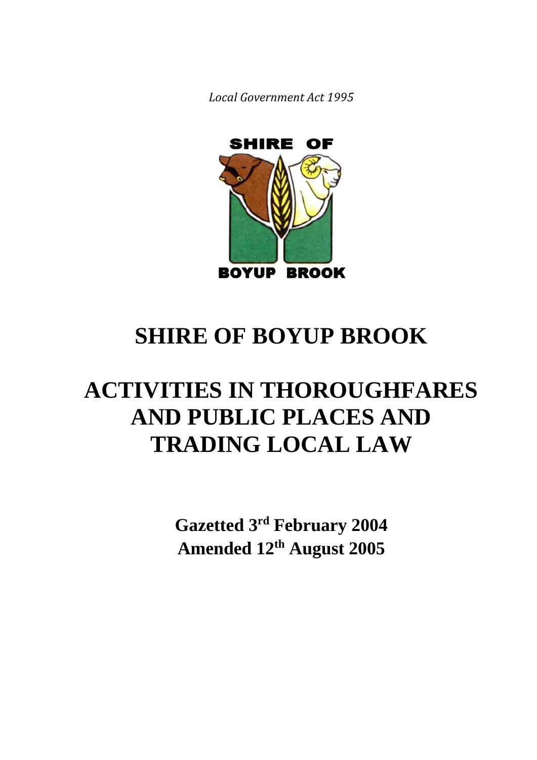*Local Government Act 1995*

SHIRE OF

BOYUP BROOK

# SHIRE OF BOYUP BROOK

# ACTIVITIES IN THOROUGHFARES AND PUBLIC PLACES AND TRADING LOCAL LAW

**Gazetted 3rd February 2004**
**Amended 12th August 2005**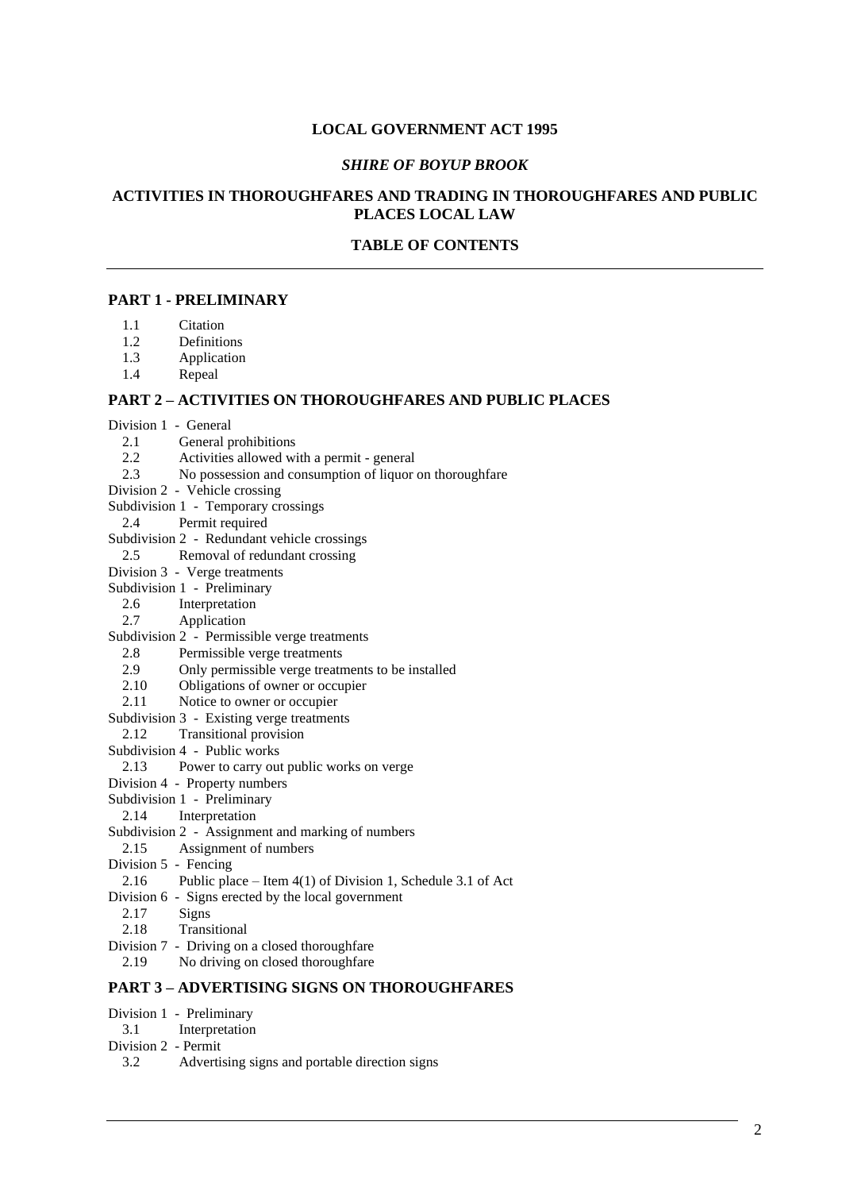**LOCAL GOVERNMENT ACT 1995**

***SHIRE OF BOYUP BROOK***

**ACTIVITIES IN THOROUGHFARES AND TRADING IN THOROUGHFARES AND PUBLIC PLACES LOCAL LAW**

**TABLE OF CONTENTS**

---

## PART 1 - PRELIMINARY

1.1 Citation
1.2 Definitions
1.3 Application
1.4 Repeal

## PART 2 – ACTIVITIES ON THOROUGHFARES AND PUBLIC PLACES

Division 1 - General
2.1 General prohibitions
2.2 Activities allowed with a permit - general
2.3 No possession and consumption of liquor on thoroughfare
Division 2 - Vehicle crossing
Subdivision 1 - Temporary crossings
2.4 Permit required
Subdivision 2 - Redundant vehicle crossings
2.5 Removal of redundant crossing
Division 3 - Verge treatments
Subdivision 1 - Preliminary
2.6 Interpretation
2.7 Application
Subdivision 2 - Permissible verge treatments
2.8 Permissible verge treatments
2.9 Only permissible verge treatments to be installed
2.10 Obligations of owner or occupier
2.11 Notice to owner or occupier
Subdivision 3 - Existing verge treatments
2.12 Transitional provision
Subdivision 4 - Public works
2.13 Power to carry out public works on verge
Division 4 - Property numbers
Subdivision 1 - Preliminary
2.14 Interpretation
Subdivision 2 - Assignment and marking of numbers
2.15 Assignment of numbers
Division 5 - Fencing
2.16 Public place – Item 4(1) of Division 1, Schedule 3.1 of Act
Division 6 - Signs erected by the local government
2.17 Signs
2.18 Transitional
Division 7 - Driving on a closed thoroughfare
2.19 No driving on closed thoroughfare

## PART 3 – ADVERTISING SIGNS ON THOROUGHFARES

Division 1 - Preliminary
3.1 Interpretation
Division 2 - Permit
3.2 Advertising signs and portable direction signs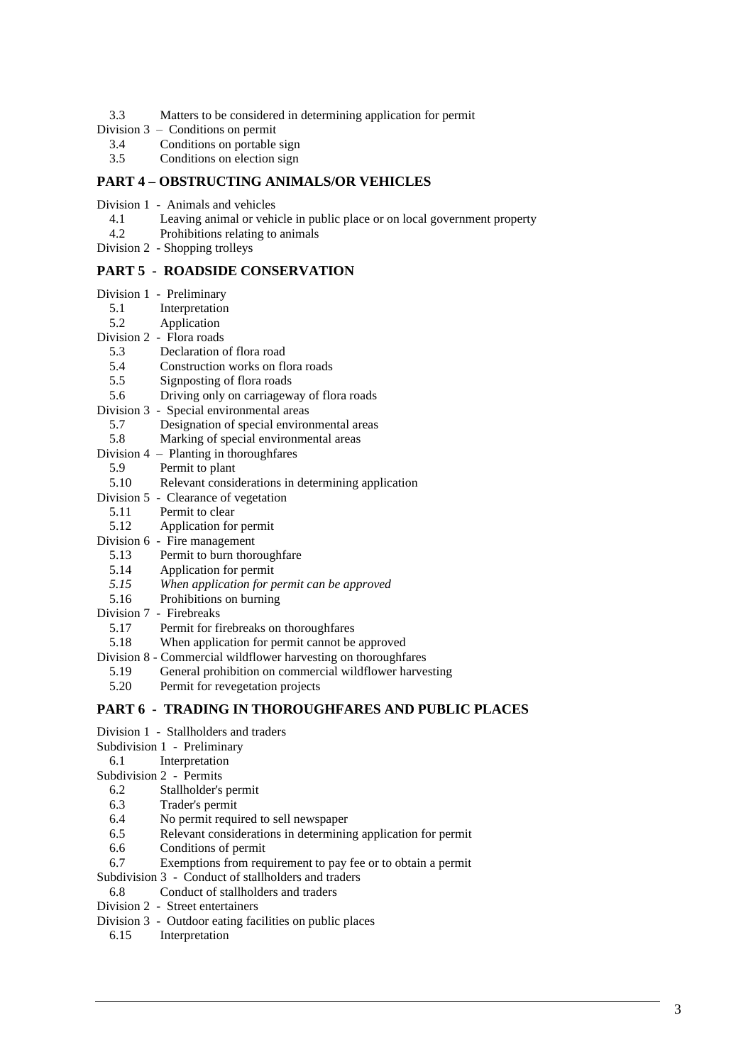3.3 Matters to be considered in determining application for permit

Division 3 – Conditions on permit

3.4 Conditions on portable sign

3.5 Conditions on election sign

## PART 4 – OBSTRUCTING ANIMALS/OR VEHICLES

Division 1 - Animals and vehicles

4.1 Leaving animal or vehicle in public place or on local government property

4.2 Prohibitions relating to animals

Division 2 - Shopping trolleys

## PART 5 - ROADSIDE CONSERVATION

Division 1 - Preliminary

5.1 Interpretation

5.2 Application

Division 2 - Flora roads

5.3 Declaration of flora road

5.4 Construction works on flora roads

5.5 Signposting of flora roads

5.6 Driving only on carriageway of flora roads

Division 3 - Special environmental areas

5.7 Designation of special environmental areas

5.8 Marking of special environmental areas

Division 4 – Planting in thoroughfares

5.9 Permit to plant

5.10 Relevant considerations in determining application

Division 5 - Clearance of vegetation

5.11 Permit to clear

5.12 Application for permit

Division 6 - Fire management

5.13 Permit to burn thoroughfare

5.14 Application for permit

*5.15 When application for permit can be approved*

5.16 Prohibitions on burning

Division 7 - Firebreaks

5.17 Permit for firebreaks on thoroughfares

5.18 When application for permit cannot be approved

Division 8 - Commercial wildflower harvesting on thoroughfares

5.19 General prohibition on commercial wildflower harvesting

5.20 Permit for revegetation projects

## PART 6 - TRADING IN THOROUGHFARES AND PUBLIC PLACES

Division 1 - Stallholders and traders

Subdivision 1 - Preliminary

6.1 Interpretation

Subdivision 2 - Permits

6.2 Stallholder's permit

6.3 Trader's permit

6.4 No permit required to sell newspaper

6.5 Relevant considerations in determining application for permit

6.6 Conditions of permit

6.7 Exemptions from requirement to pay fee or to obtain a permit

Subdivision 3 - Conduct of stallholders and traders

6.8 Conduct of stallholders and traders

Division 2 - Street entertainers

Division 3 - Outdoor eating facilities on public places

6.15 Interpretation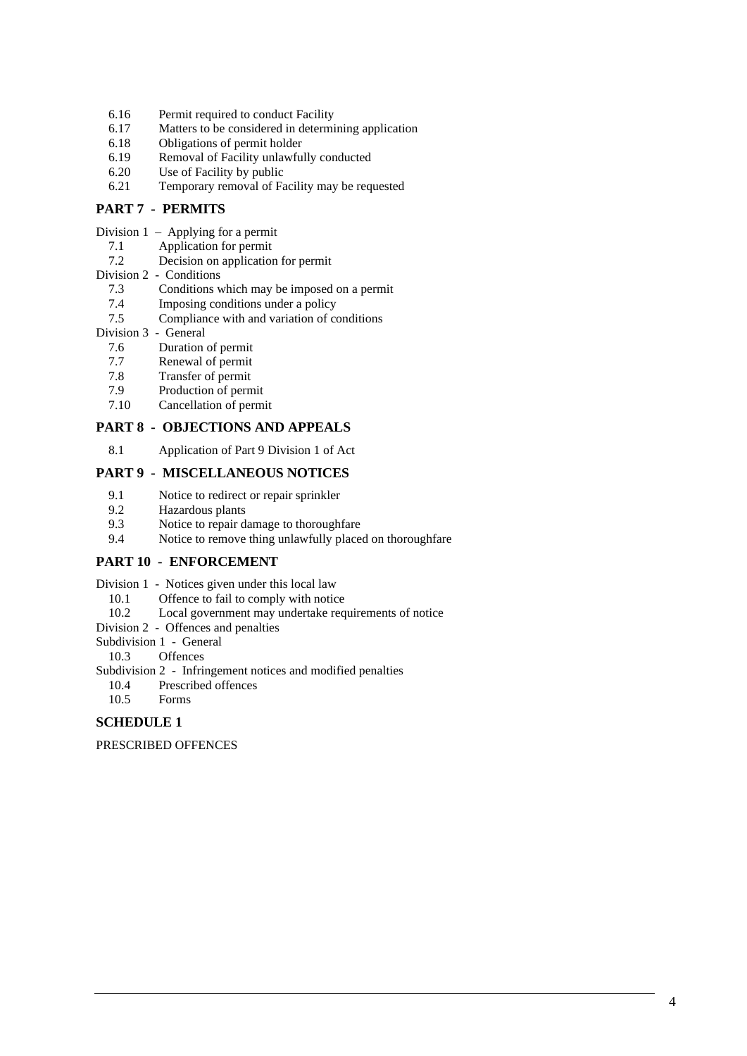6.16 Permit required to conduct Facility
6.17 Matters to be considered in determining application
6.18 Obligations of permit holder
6.19 Removal of Facility unlawfully conducted
6.20 Use of Facility by public
6.21 Temporary removal of Facility may be requested

## PART 7 - PERMITS

Division 1 – Applying for a permit
7.1 Application for permit
7.2 Decision on application for permit

Division 2 - Conditions
7.3 Conditions which may be imposed on a permit
7.4 Imposing conditions under a policy
7.5 Compliance with and variation of conditions

Division 3 - General
7.6 Duration of permit
7.7 Renewal of permit
7.8 Transfer of permit
7.9 Production of permit
7.10 Cancellation of permit

## PART 8 - OBJECTIONS AND APPEALS

8.1 Application of Part 9 Division 1 of Act

## PART 9 - MISCELLANEOUS NOTICES

9.1 Notice to redirect or repair sprinkler
9.2 Hazardous plants
9.3 Notice to repair damage to thoroughfare
9.4 Notice to remove thing unlawfully placed on thoroughfare

## PART 10 - ENFORCEMENT

Division 1 - Notices given under this local law
10.1 Offence to fail to comply with notice
10.2 Local government may undertake requirements of notice

Division 2 - Offences and penalties

Subdivision 1 - General
10.3 Offences

Subdivision 2 - Infringement notices and modified penalties
10.4 Prescribed offences
10.5 Forms

## SCHEDULE 1

PRESCRIBED OFFENCES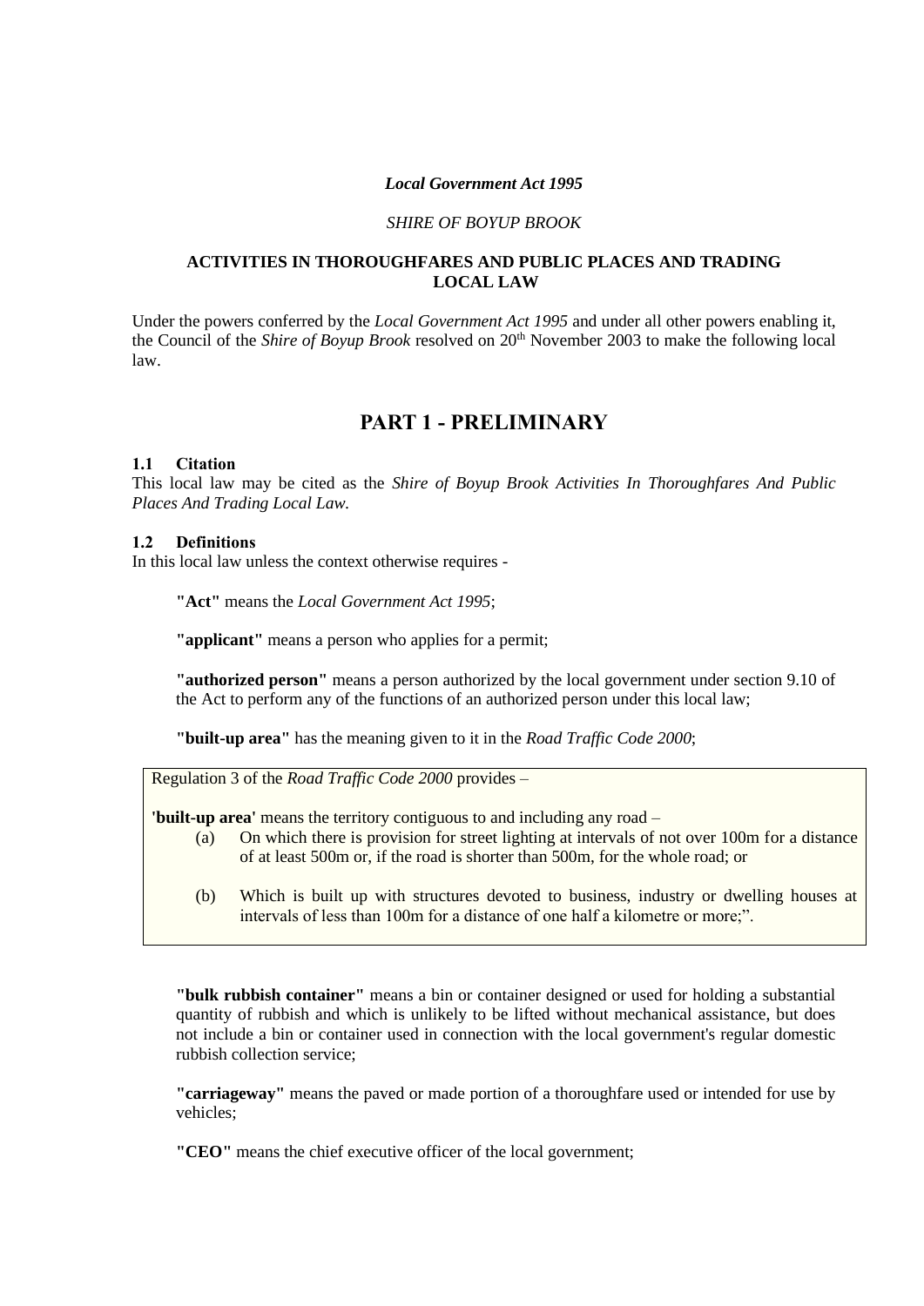***Local Government Act 1995***

*SHIRE OF BOYUP BROOK*

**ACTIVITIES IN THOROUGHFARES AND PUBLIC PLACES AND TRADING LOCAL LAW**

Under the powers conferred by the *Local Government Act 1995* and under all other powers enabling it, the Council of the *Shire of Boyup Brook* resolved on 20th November 2003 to make the following local law.

# PART 1 - PRELIMINARY

### 1.1 Citation

This local law may be cited as the *Shire of Boyup Brook Activities In Thoroughfares And Public Places And Trading Local Law.*

### 1.2 Definitions

In this local law unless the context otherwise requires -

**"Act"** means the *Local Government Act 1995*;

**"applicant"** means a person who applies for a permit;

**"authorized person"** means a person authorized by the local government under section 9.10 of the Act to perform any of the functions of an authorized person under this local law;

**"built-up area"** has the meaning given to it in the *Road Traffic Code 2000*;

> Regulation 3 of the *Road Traffic Code 2000* provides –
>
> **'built-up area'** means the territory contiguous to and including any road –
>
> (a) On which there is provision for street lighting at intervals of not over 100m for a distance of at least 500m or, if the road is shorter than 500m, for the whole road; or
>
> (b) Which is built up with structures devoted to business, industry or dwelling houses at intervals of less than 100m for a distance of one half a kilometre or more;".

**"bulk rubbish container"** means a bin or container designed or used for holding a substantial quantity of rubbish and which is unlikely to be lifted without mechanical assistance, but does not include a bin or container used in connection with the local government's regular domestic rubbish collection service;

**"carriageway"** means the paved or made portion of a thoroughfare used or intended for use by vehicles;

**"CEO"** means the chief executive officer of the local government;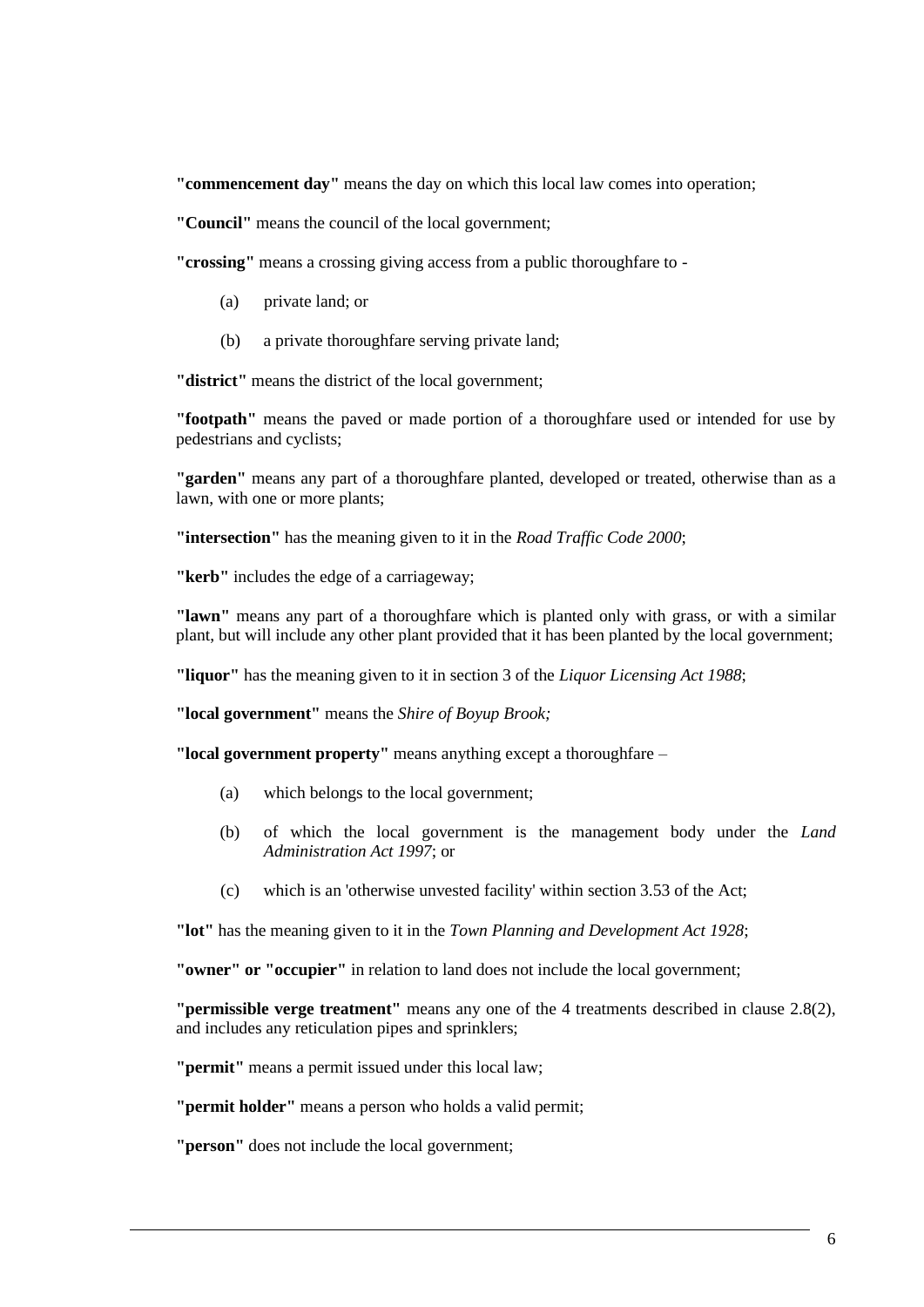**"commencement day"** means the day on which this local law comes into operation;

**"Council"** means the council of the local government;

**"crossing"** means a crossing giving access from a public thoroughfare to -

(a) private land; or

(b) a private thoroughfare serving private land;

**"district"** means the district of the local government;

**"footpath"** means the paved or made portion of a thoroughfare used or intended for use by pedestrians and cyclists;

**"garden"** means any part of a thoroughfare planted, developed or treated, otherwise than as a lawn, with one or more plants;

**"intersection"** has the meaning given to it in the *Road Traffic Code 2000*;

**"kerb"** includes the edge of a carriageway;

**"lawn"** means any part of a thoroughfare which is planted only with grass, or with a similar plant, but will include any other plant provided that it has been planted by the local government;

**"liquor"** has the meaning given to it in section 3 of the *Liquor Licensing Act 1988*;

**"local government"** means the *Shire of Boyup Brook;*

**"local government property"** means anything except a thoroughfare –

(a) which belongs to the local government;

(b) of which the local government is the management body under the *Land Administration Act 1997*; or

(c) which is an 'otherwise unvested facility' within section 3.53 of the Act;

**"lot"** has the meaning given to it in the *Town Planning and Development Act 1928*;

**"owner" or "occupier"** in relation to land does not include the local government;

**"permissible verge treatment"** means any one of the 4 treatments described in clause 2.8(2), and includes any reticulation pipes and sprinklers;

**"permit"** means a permit issued under this local law;

**"permit holder"** means a person who holds a valid permit;

**"person"** does not include the local government;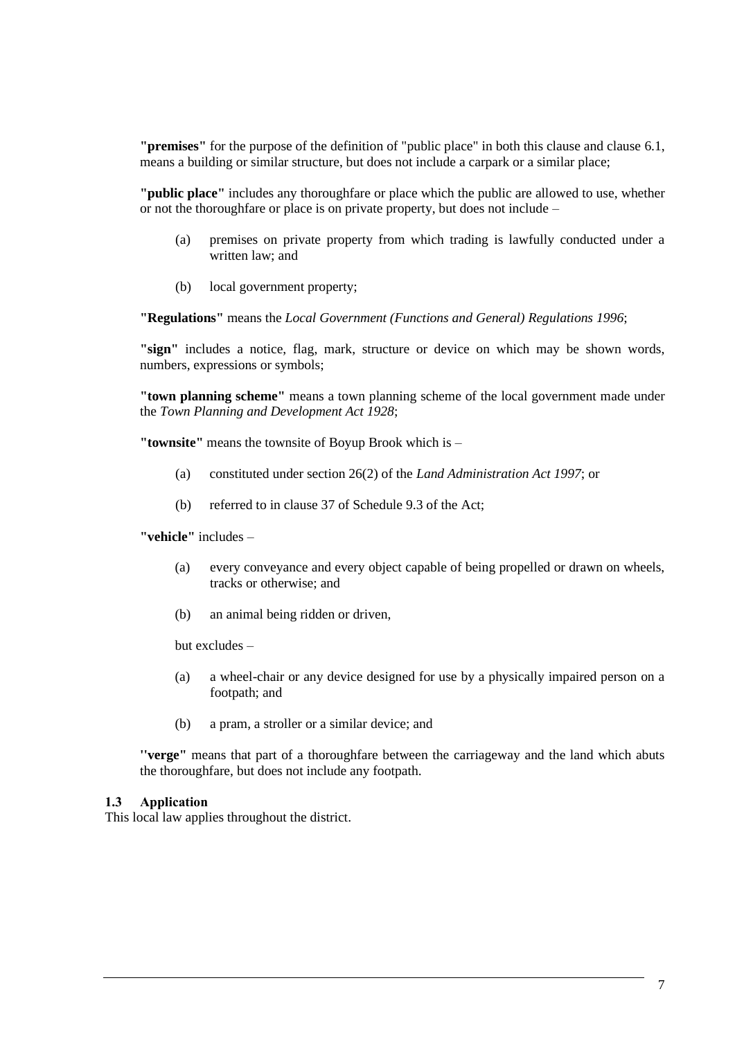**"premises"** for the purpose of the definition of "public place" in both this clause and clause 6.1, means a building or similar structure, but does not include a carpark or a similar place;

**"public place"** includes any thoroughfare or place which the public are allowed to use, whether or not the thoroughfare or place is on private property, but does not include –

(a) premises on private property from which trading is lawfully conducted under a written law; and

(b) local government property;

**"Regulations"** means the *Local Government (Functions and General) Regulations 1996*;

**"sign"** includes a notice, flag, mark, structure or device on which may be shown words, numbers, expressions or symbols;

**"town planning scheme"** means a town planning scheme of the local government made under the *Town Planning and Development Act 1928*;

**"townsite"** means the townsite of Boyup Brook which is –

(a) constituted under section 26(2) of the *Land Administration Act 1997*; or

(b) referred to in clause 37 of Schedule 9.3 of the Act;

**"vehicle"** includes –

(a) every conveyance and every object capable of being propelled or drawn on wheels, tracks or otherwise; and

(b) an animal being ridden or driven,

but excludes –

(a) a wheel-chair or any device designed for use by a physically impaired person on a footpath; and

(b) a pram, a stroller or a similar device; and

**''verge"** means that part of a thoroughfare between the carriageway and the land which abuts the thoroughfare, but does not include any footpath.

### 1.3 Application

This local law applies throughout the district.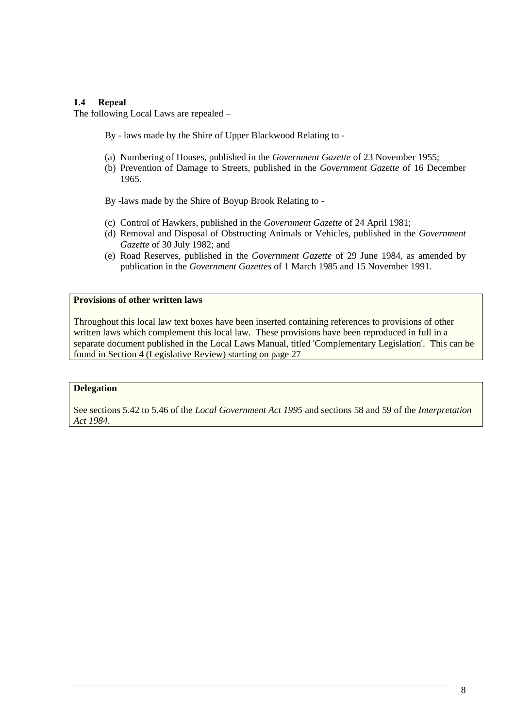### 1.4 Repeal

The following Local Laws are repealed –

By - laws made by the Shire of Upper Blackwood Relating to -

(a) Numbering of Houses, published in the *Government Gazette* of 23 November 1955;
(b) Prevention of Damage to Streets, published in the *Government Gazette* of 16 December 1965.

By -laws made by the Shire of Boyup Brook Relating to -

(c) Control of Hawkers, published in the *Government Gazette* of 24 April 1981;
(d) Removal and Disposal of Obstructing Animals or Vehicles, published in the *Government Gazette* of 30 July 1982; and
(e) Road Reserves, published in the *Government Gazette* of 29 June 1984, as amended by publication in the *Government Gazettes* of 1 March 1985 and 15 November 1991.

**Provisions of other written laws**

Throughout this local law text boxes have been inserted containing references to provisions of other written laws which complement this local law. These provisions have been reproduced in full in a separate document published in the Local Laws Manual, titled 'Complementary Legislation'. This can be found in Section 4 (Legislative Review) starting on page 27

**Delegation**

See sections 5.42 to 5.46 of the *Local Government Act 1995* and sections 58 and 59 of the *Interpretation Act 1984*.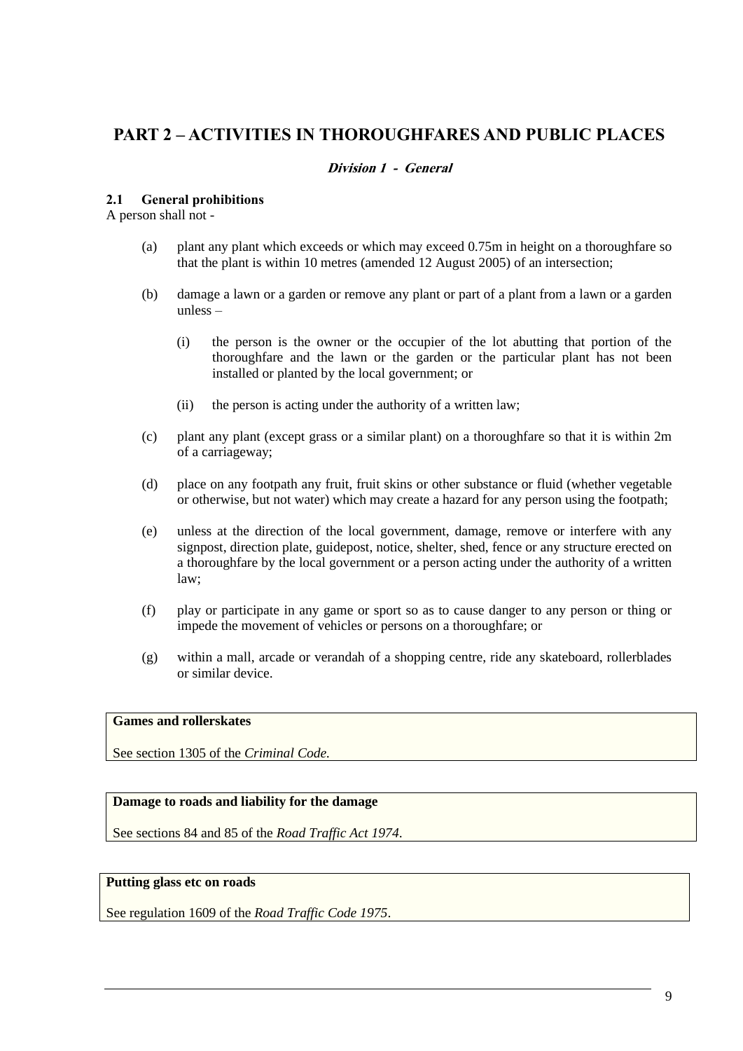# PART 2 – ACTIVITIES IN THOROUGHFARES AND PUBLIC PLACES

## *Division 1 - General*

### 2.1 General prohibitions

A person shall not -

(a) plant any plant which exceeds or which may exceed 0.75m in height on a thoroughfare so that the plant is within 10 metres (amended 12 August 2005) of an intersection;

(b) damage a lawn or a garden or remove any plant or part of a plant from a lawn or a garden unless –

   (i) the person is the owner or the occupier of the lot abutting that portion of the thoroughfare and the lawn or the garden or the particular plant has not been installed or planted by the local government; or

   (ii) the person is acting under the authority of a written law;

(c) plant any plant (except grass or a similar plant) on a thoroughfare so that it is within 2m of a carriageway;

(d) place on any footpath any fruit, fruit skins or other substance or fluid (whether vegetable or otherwise, but not water) which may create a hazard for any person using the footpath;

(e) unless at the direction of the local government, damage, remove or interfere with any signpost, direction plate, guidepost, notice, shelter, shed, fence or any structure erected on a thoroughfare by the local government or a person acting under the authority of a written law;

(f) play or participate in any game or sport so as to cause danger to any person or thing or impede the movement of vehicles or persons on a thoroughfare; or

(g) within a mall, arcade or verandah of a shopping centre, ride any skateboard, rollerblades or similar device.

> **Games and rollerskates**
>
> See section 1305 of the *Criminal Code.*

> **Damage to roads and liability for the damage**
>
> See sections 84 and 85 of the *Road Traffic Act 1974*.

> **Putting glass etc on roads**
>
> See regulation 1609 of the *Road Traffic Code 1975*.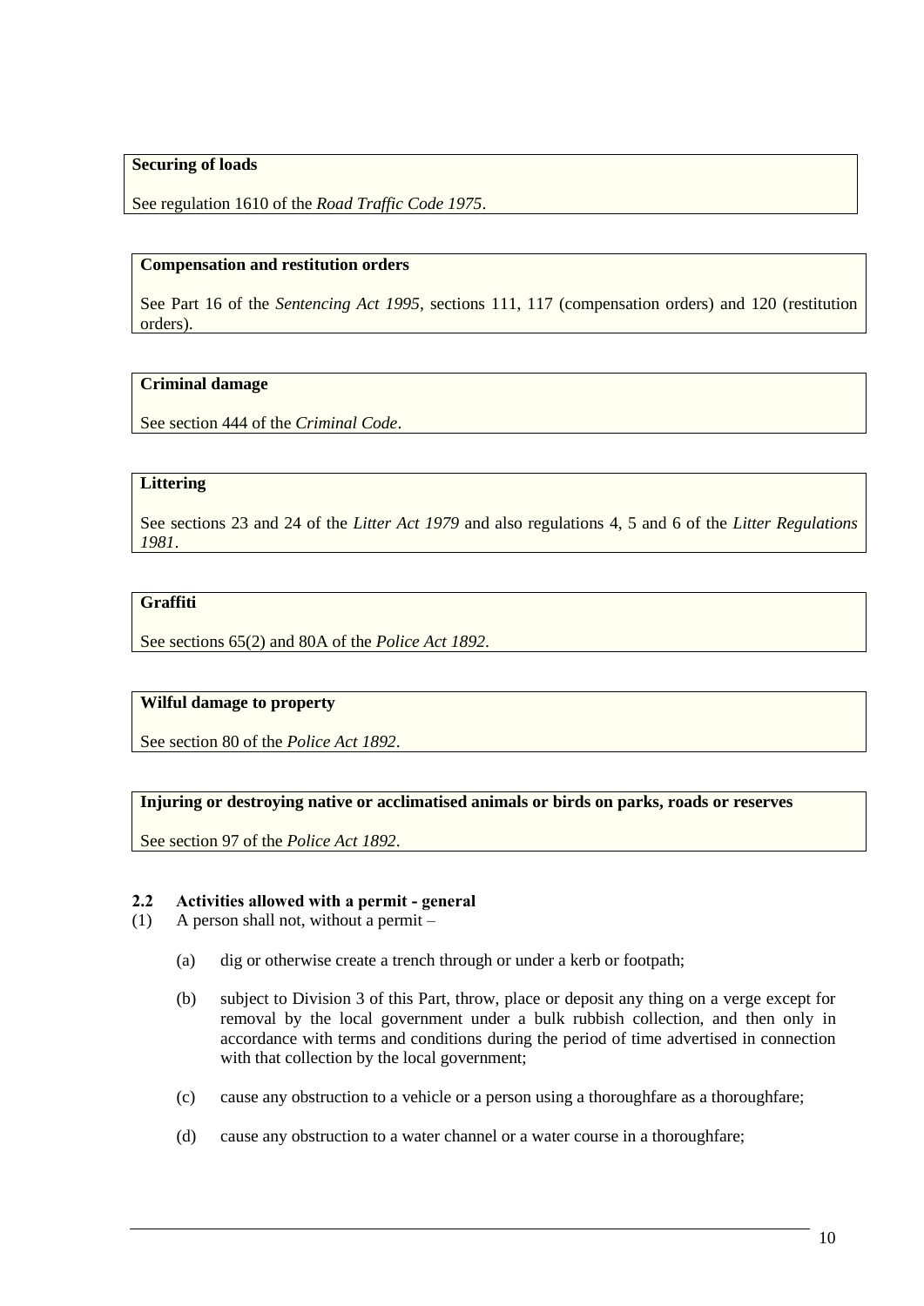**Securing of loads**

See regulation 1610 of the *Road Traffic Code 1975*.

**Compensation and restitution orders**

See Part 16 of the *Sentencing Act 1995*, sections 111, 117 (compensation orders) and 120 (restitution orders).

**Criminal damage**

See section 444 of the *Criminal Code*.

**Littering**

See sections 23 and 24 of the *Litter Act 1979* and also regulations 4, 5 and 6 of the *Litter Regulations 1981*.

**Graffiti**

See sections 65(2) and 80A of the *Police Act 1892*.

**Wilful damage to property**

See section 80 of the *Police Act 1892*.

**Injuring or destroying native or acclimatised animals or birds on parks, roads or reserves**

See section 97 of the *Police Act 1892*.

### 2.2 Activities allowed with a permit - general

(1) A person shall not, without a permit –

(a) dig or otherwise create a trench through or under a kerb or footpath;

(b) subject to Division 3 of this Part, throw, place or deposit any thing on a verge except for removal by the local government under a bulk rubbish collection, and then only in accordance with terms and conditions during the period of time advertised in connection with that collection by the local government;

(c) cause any obstruction to a vehicle or a person using a thoroughfare as a thoroughfare;

(d) cause any obstruction to a water channel or a water course in a thoroughfare;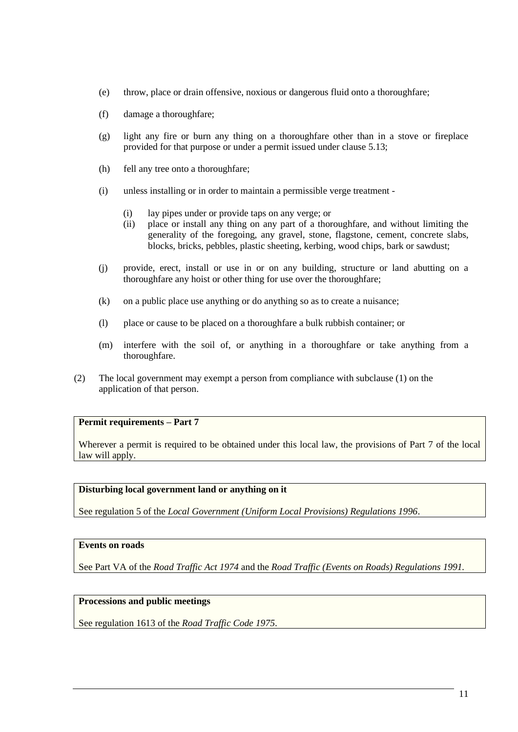(e) throw, place or drain offensive, noxious or dangerous fluid onto a thoroughfare;

(f) damage a thoroughfare;

(g) light any fire or burn any thing on a thoroughfare other than in a stove or fireplace provided for that purpose or under a permit issued under clause 5.13;

(h) fell any tree onto a thoroughfare;

(i) unless installing or in order to maintain a permissible verge treatment -

  (i) lay pipes under or provide taps on any verge; or
  (ii) place or install any thing on any part of a thoroughfare, and without limiting the generality of the foregoing, any gravel, stone, flagstone, cement, concrete slabs, blocks, bricks, pebbles, plastic sheeting, kerbing, wood chips, bark or sawdust;

(j) provide, erect, install or use in or on any building, structure or land abutting on a thoroughfare any hoist or other thing for use over the thoroughfare;

(k) on a public place use anything or do anything so as to create a nuisance;

(l) place or cause to be placed on a thoroughfare a bulk rubbish container; or

(m) interfere with the soil of, or anything in a thoroughfare or take anything from a thoroughfare.

(2) The local government may exempt a person from compliance with subclause (1) on the application of that person.

**Permit requirements – Part 7**

Wherever a permit is required to be obtained under this local law, the provisions of Part 7 of the local law will apply.

**Disturbing local government land or anything on it**

See regulation 5 of the *Local Government (Uniform Local Provisions) Regulations 1996*.

**Events on roads**

See Part VA of the *Road Traffic Act 1974* and the *Road Traffic (Events on Roads) Regulations 1991.*

**Processions and public meetings**

See regulation 1613 of the *Road Traffic Code 1975*.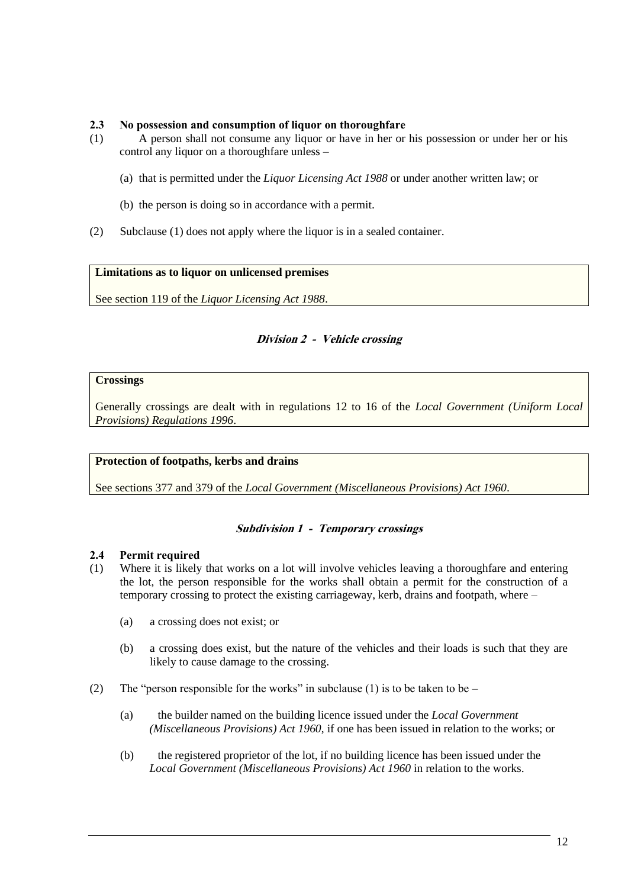### 2.3 No possession and consumption of liquor on thoroughfare

(1) A person shall not consume any liquor or have in her or his possession or under her or his control any liquor on a thoroughfare unless –

(a) that is permitted under the *Liquor Licensing Act 1988* or under another written law; or

(b) the person is doing so in accordance with a permit.

(2) Subclause (1) does not apply where the liquor is in a sealed container.

> **Limitations as to liquor on unlicensed premises**
>
> See section 119 of the *Liquor Licensing Act 1988*.

## *Division 2 - Vehicle crossing*

> **Crossings**
>
> Generally crossings are dealt with in regulations 12 to 16 of the *Local Government (Uniform Local Provisions) Regulations 1996*.

> **Protection of footpaths, kerbs and drains**
>
> See sections 377 and 379 of the *Local Government (Miscellaneous Provisions) Act 1960*.

### *Subdivision 1 - Temporary crossings*

### 2.4 Permit required

(1) Where it is likely that works on a lot will involve vehicles leaving a thoroughfare and entering the lot, the person responsible for the works shall obtain a permit for the construction of a temporary crossing to protect the existing carriageway, kerb, drains and footpath, where –

(a) a crossing does not exist; or

(b) a crossing does exist, but the nature of the vehicles and their loads is such that they are likely to cause damage to the crossing.

(2) The "person responsible for the works" in subclause (1) is to be taken to be –

(a) the builder named on the building licence issued under the *Local Government (Miscellaneous Provisions) Act 1960*, if one has been issued in relation to the works; or

(b) the registered proprietor of the lot, if no building licence has been issued under the *Local Government (Miscellaneous Provisions) Act 1960* in relation to the works.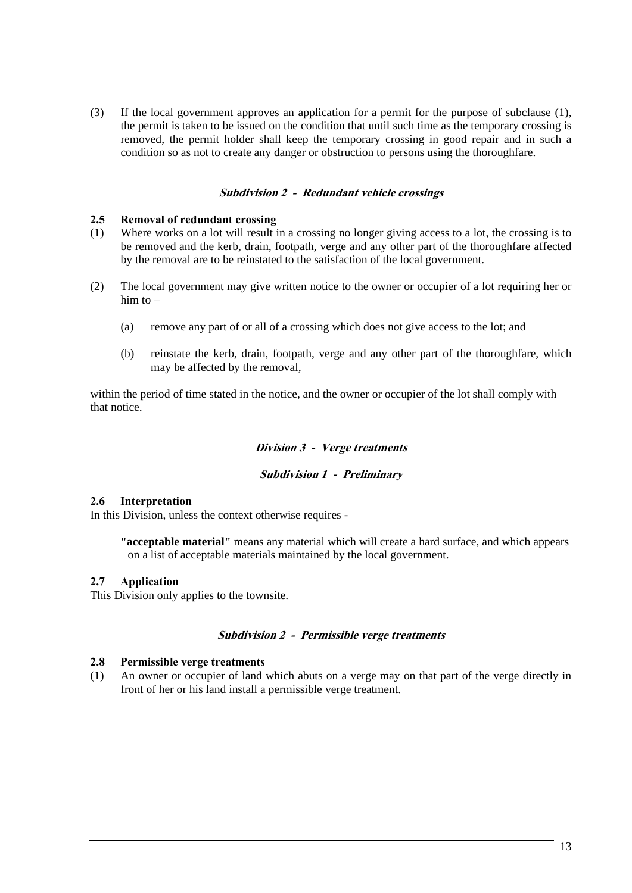(3) If the local government approves an application for a permit for the purpose of subclause (1), the permit is taken to be issued on the condition that until such time as the temporary crossing is removed, the permit holder shall keep the temporary crossing in good repair and in such a condition so as not to create any danger or obstruction to persons using the thoroughfare.

### *Subdivision 2 - Redundant vehicle crossings*

**2.5 Removal of redundant crossing**

(1) Where works on a lot will result in a crossing no longer giving access to a lot, the crossing is to be removed and the kerb, drain, footpath, verge and any other part of the thoroughfare affected by the removal are to be reinstated to the satisfaction of the local government.

(2) The local government may give written notice to the owner or occupier of a lot requiring her or him to –

(a) remove any part of or all of a crossing which does not give access to the lot; and

(b) reinstate the kerb, drain, footpath, verge and any other part of the thoroughfare, which may be affected by the removal,

within the period of time stated in the notice, and the owner or occupier of the lot shall comply with that notice.

## *Division 3 - Verge treatments*

### *Subdivision 1 - Preliminary*

**2.6 Interpretation**

In this Division, unless the context otherwise requires -

**"acceptable material"** means any material which will create a hard surface, and which appears on a list of acceptable materials maintained by the local government.

**2.7 Application**

This Division only applies to the townsite.

### *Subdivision 2 - Permissible verge treatments*

**2.8 Permissible verge treatments**

(1) An owner or occupier of land which abuts on a verge may on that part of the verge directly in front of her or his land install a permissible verge treatment.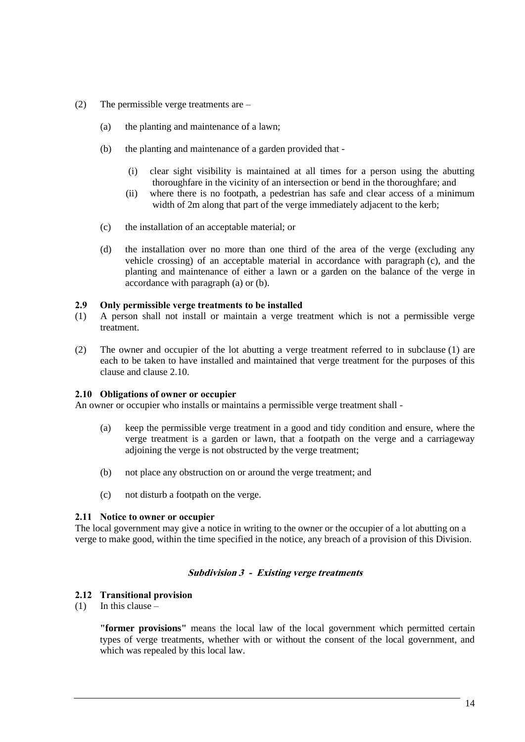(2) The permissible verge treatments are –

(a) the planting and maintenance of a lawn;

(b) the planting and maintenance of a garden provided that -

(i) clear sight visibility is maintained at all times for a person using the abutting thoroughfare in the vicinity of an intersection or bend in the thoroughfare; and

(ii) where there is no footpath, a pedestrian has safe and clear access of a minimum width of 2m along that part of the verge immediately adjacent to the kerb;

(c) the installation of an acceptable material; or

(d) the installation over no more than one third of the area of the verge (excluding any vehicle crossing) of an acceptable material in accordance with paragraph (c), and the planting and maintenance of either a lawn or a garden on the balance of the verge in accordance with paragraph (a) or (b).

**2.9 Only permissible verge treatments to be installed**

(1) A person shall not install or maintain a verge treatment which is not a permissible verge treatment.

(2) The owner and occupier of the lot abutting a verge treatment referred to in subclause (1) are each to be taken to have installed and maintained that verge treatment for the purposes of this clause and clause 2.10.

**2.10 Obligations of owner or occupier**

An owner or occupier who installs or maintains a permissible verge treatment shall -

(a) keep the permissible verge treatment in a good and tidy condition and ensure, where the verge treatment is a garden or lawn, that a footpath on the verge and a carriageway adjoining the verge is not obstructed by the verge treatment;

(b) not place any obstruction on or around the verge treatment; and

(c) not disturb a footpath on the verge.

**2.11 Notice to owner or occupier**

The local government may give a notice in writing to the owner or the occupier of a lot abutting on a verge to make good, within the time specified in the notice, any breach of a provision of this Division.

***Subdivision 3 - Existing verge treatments***

**2.12 Transitional provision**

(1) In this clause –

**"former provisions"** means the local law of the local government which permitted certain types of verge treatments, whether with or without the consent of the local government, and which was repealed by this local law.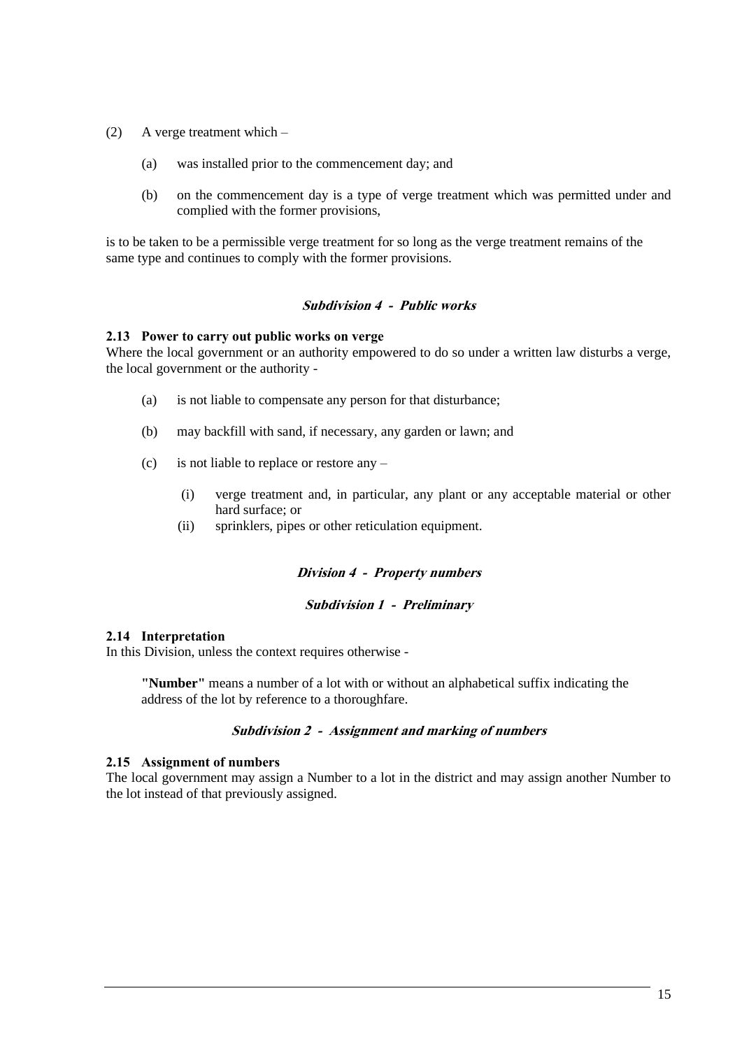(2) A verge treatment which –

(a) was installed prior to the commencement day; and

(b) on the commencement day is a type of verge treatment which was permitted under and complied with the former provisions,

is to be taken to be a permissible verge treatment for so long as the verge treatment remains of the same type and continues to comply with the former provisions.

### *Subdivision 4 - Public works*

**2.13 Power to carry out public works on verge**

Where the local government or an authority empowered to do so under a written law disturbs a verge, the local government or the authority -

(a) is not liable to compensate any person for that disturbance;

(b) may backfill with sand, if necessary, any garden or lawn; and

(c) is not liable to replace or restore any –

(i) verge treatment and, in particular, any plant or any acceptable material or other hard surface; or

(ii) sprinklers, pipes or other reticulation equipment.

## *Division 4 - Property numbers*

### *Subdivision 1 - Preliminary*

**2.14 Interpretation**

In this Division, unless the context requires otherwise -

**"Number"** means a number of a lot with or without an alphabetical suffix indicating the address of the lot by reference to a thoroughfare.

### *Subdivision 2 - Assignment and marking of numbers*

**2.15 Assignment of numbers**

The local government may assign a Number to a lot in the district and may assign another Number to the lot instead of that previously assigned.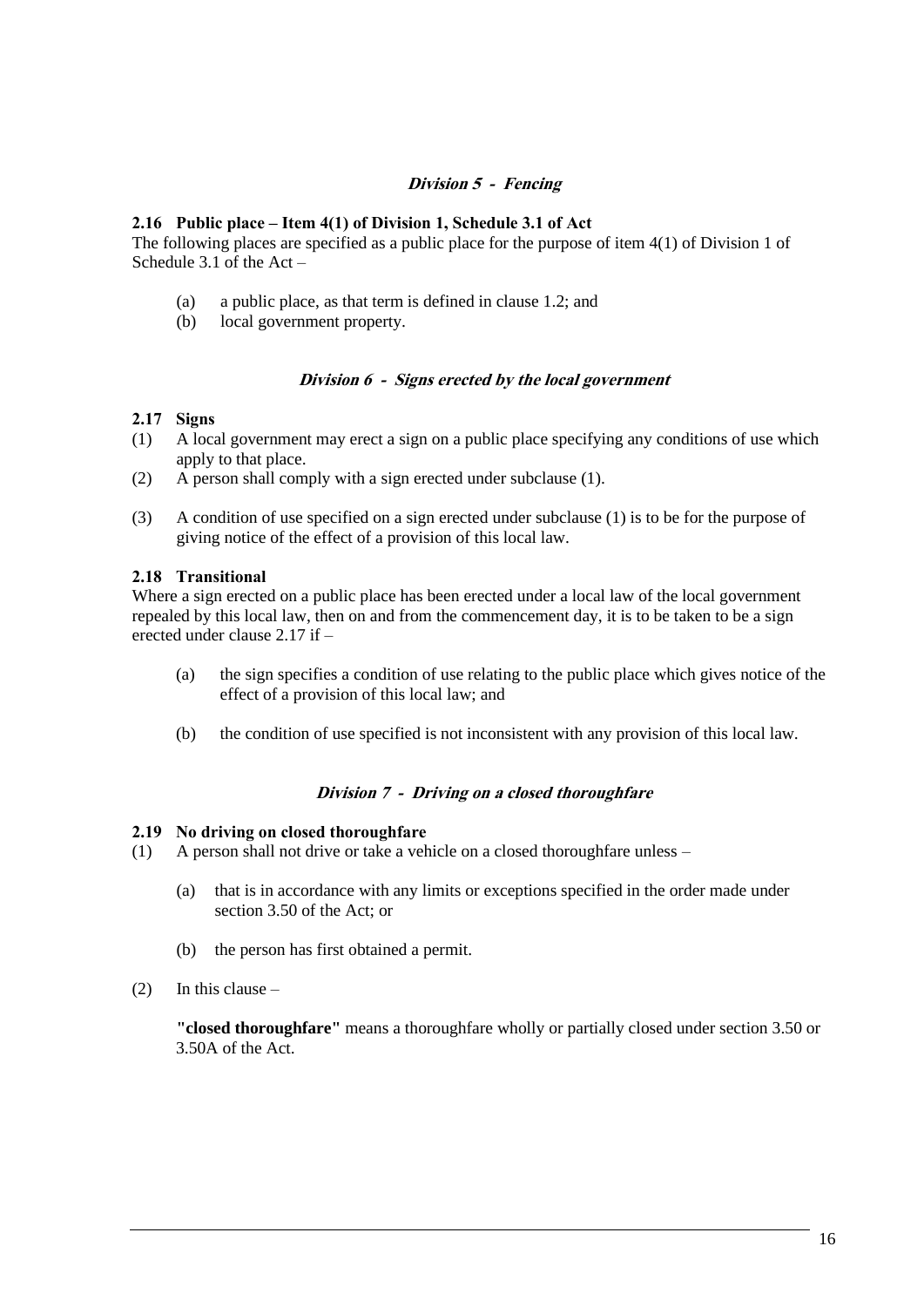## *Division 5 - Fencing*

**2.16 Public place – Item 4(1) of Division 1, Schedule 3.1 of Act**

The following places are specified as a public place for the purpose of item 4(1) of Division 1 of Schedule 3.1 of the Act –

(a) a public place, as that term is defined in clause 1.2; and
(b) local government property.

## *Division 6 - Signs erected by the local government*

**2.17 Signs**

(1) A local government may erect a sign on a public place specifying any conditions of use which apply to that place.

(2) A person shall comply with a sign erected under subclause (1).

(3) A condition of use specified on a sign erected under subclause (1) is to be for the purpose of giving notice of the effect of a provision of this local law.

**2.18 Transitional**

Where a sign erected on a public place has been erected under a local law of the local government repealed by this local law, then on and from the commencement day, it is to be taken to be a sign erected under clause 2.17 if –

(a) the sign specifies a condition of use relating to the public place which gives notice of the effect of a provision of this local law; and

(b) the condition of use specified is not inconsistent with any provision of this local law.

## *Division 7 - Driving on a closed thoroughfare*

**2.19 No driving on closed thoroughfare**

(1) A person shall not drive or take a vehicle on a closed thoroughfare unless –

(a) that is in accordance with any limits or exceptions specified in the order made under section 3.50 of the Act; or

(b) the person has first obtained a permit.

(2) In this clause –

**"closed thoroughfare"** means a thoroughfare wholly or partially closed under section 3.50 or 3.50A of the Act.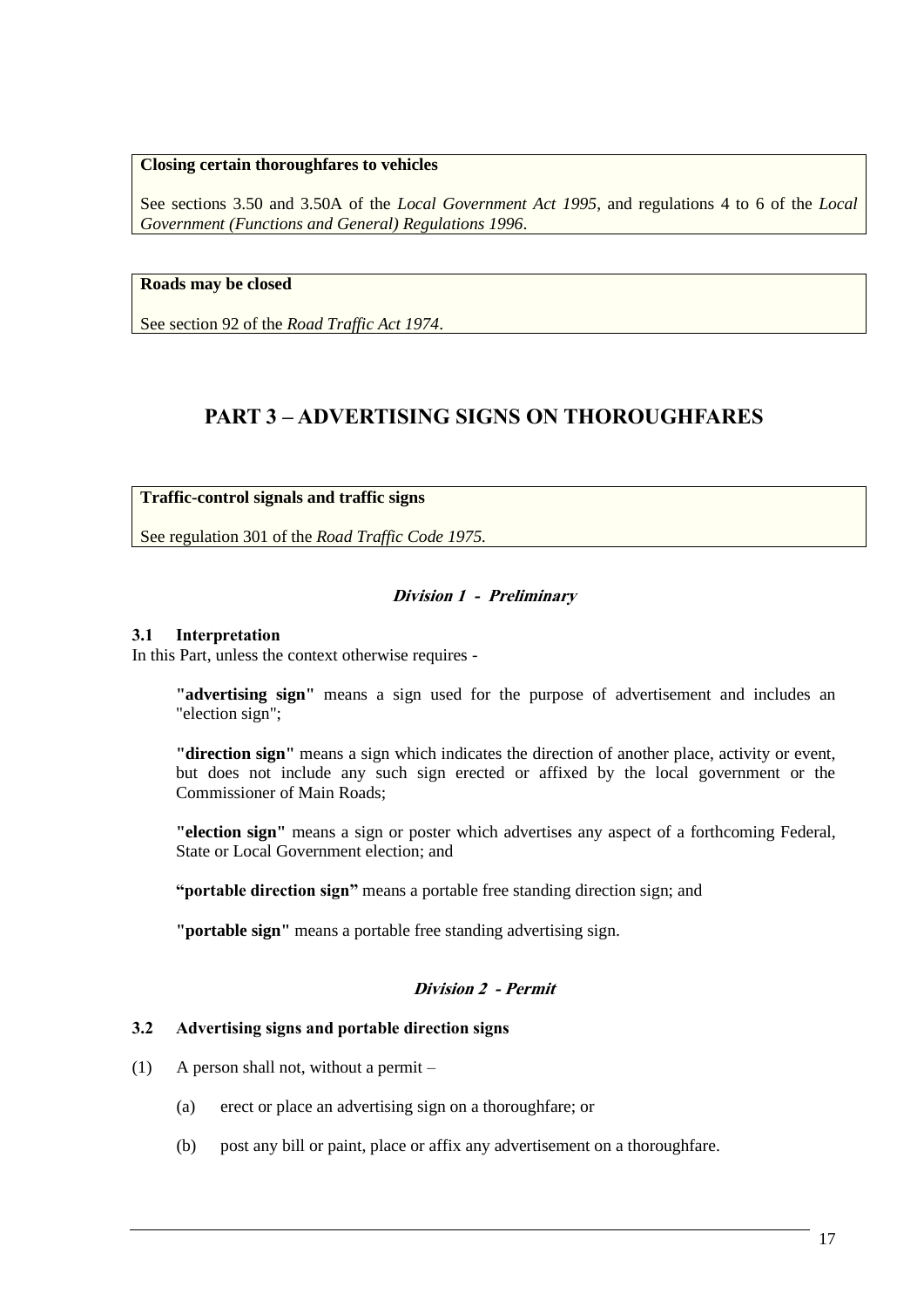**Closing certain thoroughfares to vehicles**

See sections 3.50 and 3.50A of the *Local Government Act 1995*, and regulations 4 to 6 of the *Local Government (Functions and General) Regulations 1996*.

**Roads may be closed**

See section 92 of the *Road Traffic Act 1974*.

# PART 3 – ADVERTISING SIGNS ON THOROUGHFARES

**Traffic-control signals and traffic signs**

See regulation 301 of the *Road Traffic Code 1975.*

### *Division 1 - Preliminary*

**3.1 Interpretation**

In this Part, unless the context otherwise requires -

**"advertising sign"** means a sign used for the purpose of advertisement and includes an "election sign";

**"direction sign"** means a sign which indicates the direction of another place, activity or event, but does not include any such sign erected or affixed by the local government or the Commissioner of Main Roads;

**"election sign"** means a sign or poster which advertises any aspect of a forthcoming Federal, State or Local Government election; and

**"portable direction sign"** means a portable free standing direction sign; and

**"portable sign"** means a portable free standing advertising sign.

### *Division 2 - Permit*

**3.2 Advertising signs and portable direction signs**

(1) A person shall not, without a permit –

(a) erect or place an advertising sign on a thoroughfare; or

(b) post any bill or paint, place or affix any advertisement on a thoroughfare.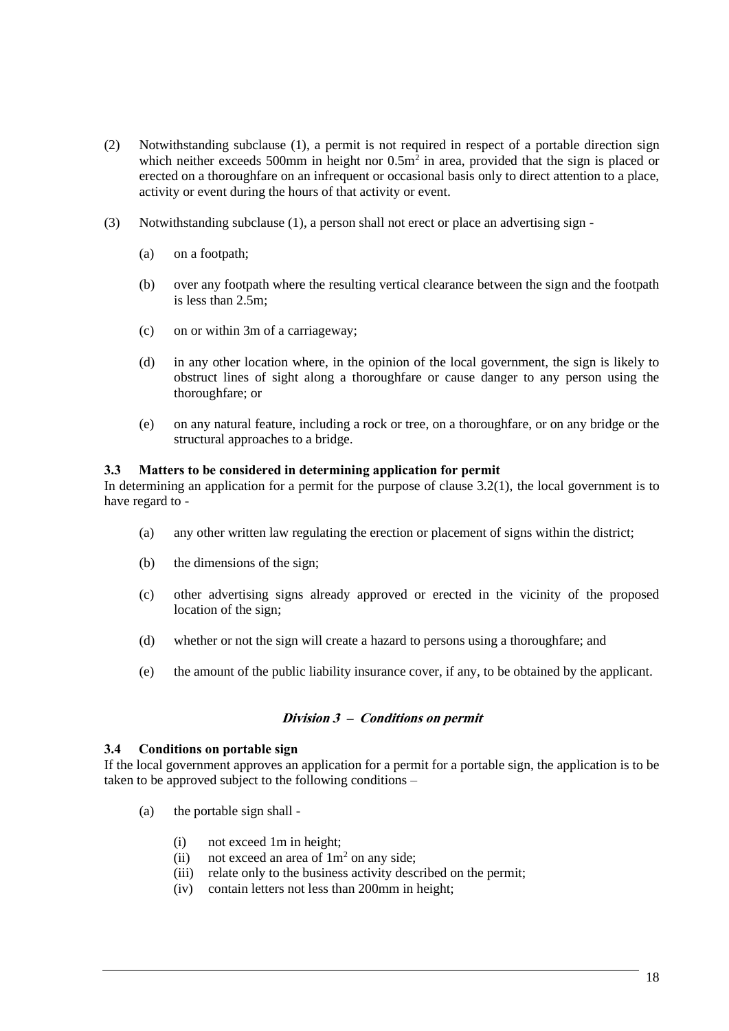(2) Notwithstanding subclause (1), a permit is not required in respect of a portable direction sign which neither exceeds 500mm in height nor $0.5m^2$ in area, provided that the sign is placed or erected on a thoroughfare on an infrequent or occasional basis only to direct attention to a place, activity or event during the hours of that activity or event.

(3) Notwithstanding subclause (1), a person shall not erect or place an advertising sign -

(a) on a footpath;

(b) over any footpath where the resulting vertical clearance between the sign and the footpath is less than 2.5m;

(c) on or within 3m of a carriageway;

(d) in any other location where, in the opinion of the local government, the sign is likely to obstruct lines of sight along a thoroughfare or cause danger to any person using the thoroughfare; or

(e) on any natural feature, including a rock or tree, on a thoroughfare, or on any bridge or the structural approaches to a bridge.

**3.3 Matters to be considered in determining application for permit**

In determining an application for a permit for the purpose of clause 3.2(1), the local government is to have regard to -

(a) any other written law regulating the erection or placement of signs within the district;

(b) the dimensions of the sign;

(c) other advertising signs already approved or erected in the vicinity of the proposed location of the sign;

(d) whether or not the sign will create a hazard to persons using a thoroughfare; and

(e) the amount of the public liability insurance cover, if any, to be obtained by the applicant.

## ***Division 3 – Conditions on permit***

**3.4 Conditions on portable sign**

If the local government approves an application for a permit for a portable sign, the application is to be taken to be approved subject to the following conditions –

(a) the portable sign shall -

(i) not exceed 1m in height;
(ii) not exceed an area of $1m^2$ on any side;
(iii) relate only to the business activity described on the permit;
(iv) contain letters not less than 200mm in height;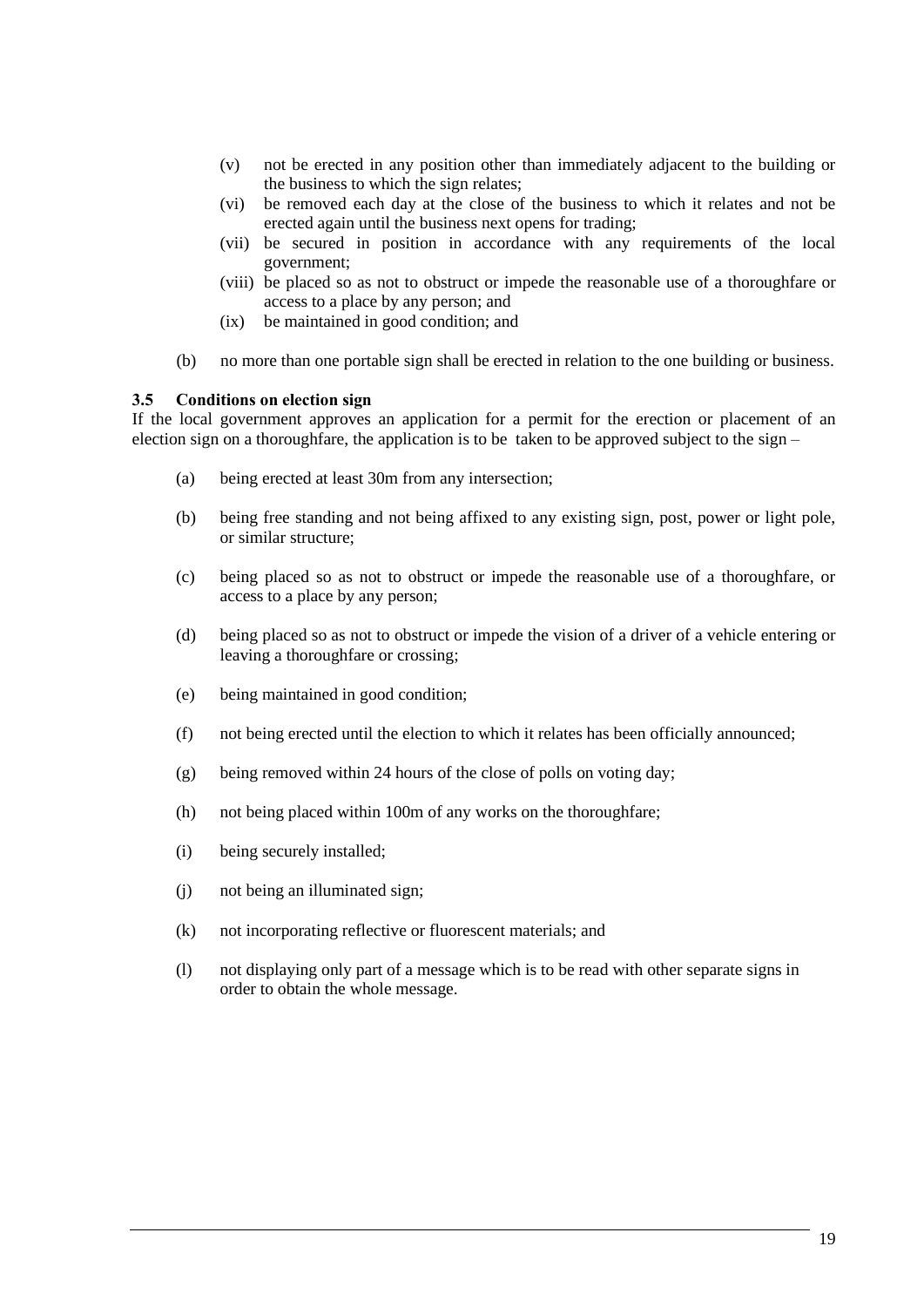(v) not be erected in any position other than immediately adjacent to the building or the business to which the sign relates;
(vi) be removed each day at the close of the business to which it relates and not be erected again until the business next opens for trading;
(vii) be secured in position in accordance with any requirements of the local government;
(viii) be placed so as not to obstruct or impede the reasonable use of a thoroughfare or access to a place by any person; and
(ix) be maintained in good condition; and

(b) no more than one portable sign shall be erected in relation to the one building or business.

**3.5 Conditions on election sign**

If the local government approves an application for a permit for the erection or placement of an election sign on a thoroughfare, the application is to be taken to be approved subject to the sign –

(a) being erected at least 30m from any intersection;

(b) being free standing and not being affixed to any existing sign, post, power or light pole, or similar structure;

(c) being placed so as not to obstruct or impede the reasonable use of a thoroughfare, or access to a place by any person;

(d) being placed so as not to obstruct or impede the vision of a driver of a vehicle entering or leaving a thoroughfare or crossing;

(e) being maintained in good condition;

(f) not being erected until the election to which it relates has been officially announced;

(g) being removed within 24 hours of the close of polls on voting day;

(h) not being placed within 100m of any works on the thoroughfare;

(i) being securely installed;

(j) not being an illuminated sign;

(k) not incorporating reflective or fluorescent materials; and

(l) not displaying only part of a message which is to be read with other separate signs in order to obtain the whole message.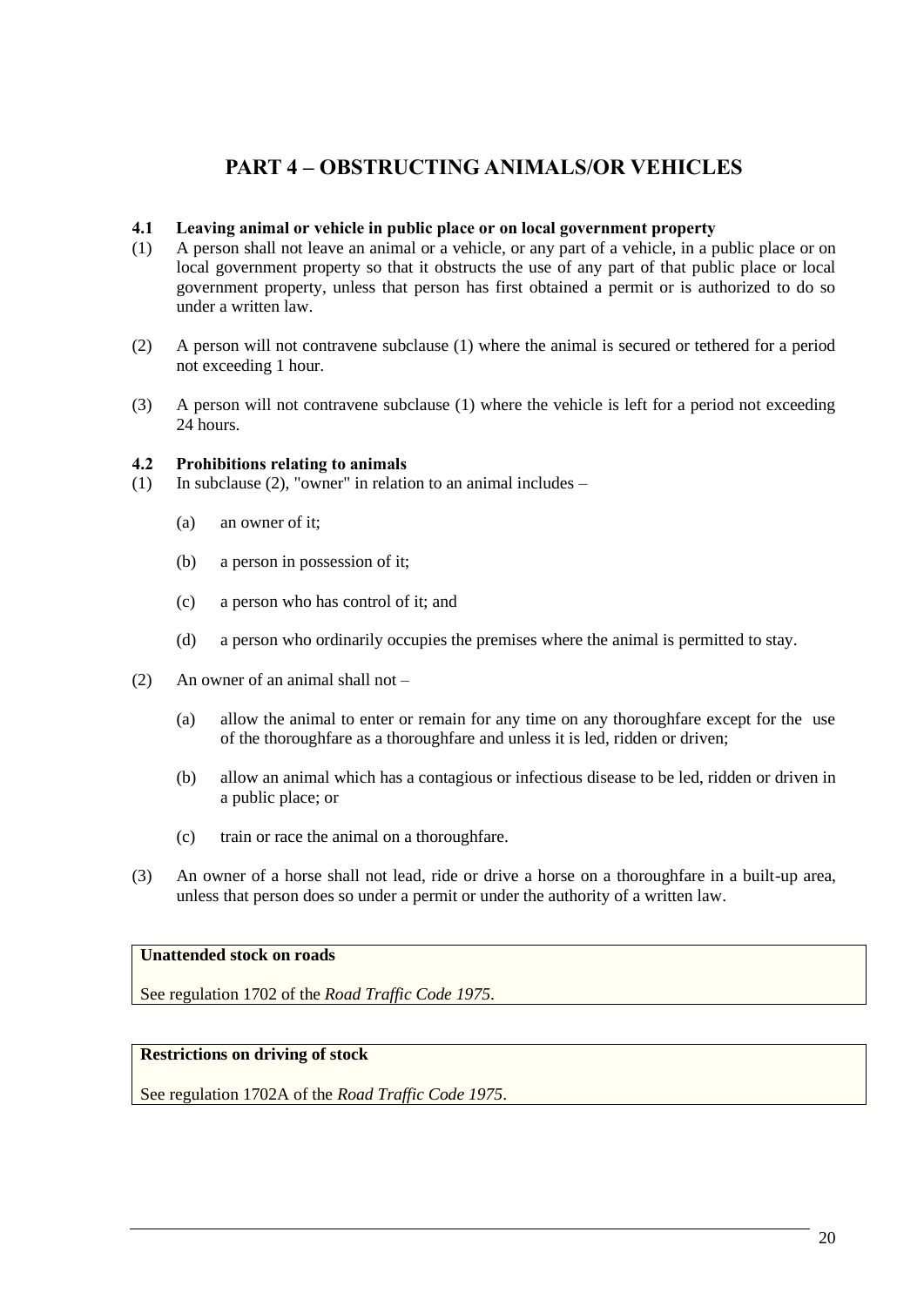# PART 4 – OBSTRUCTING ANIMALS/OR VEHICLES

### 4.1 Leaving animal or vehicle in public place or on local government property

(1) A person shall not leave an animal or a vehicle, or any part of a vehicle, in a public place or on local government property so that it obstructs the use of any part of that public place or local government property, unless that person has first obtained a permit or is authorized to do so under a written law.

(2) A person will not contravene subclause (1) where the animal is secured or tethered for a period not exceeding 1 hour.

(3) A person will not contravene subclause (1) where the vehicle is left for a period not exceeding 24 hours.

### 4.2 Prohibitions relating to animals

(1) In subclause (2), "owner" in relation to an animal includes –

- (a) an owner of it;
- (b) a person in possession of it;
- (c) a person who has control of it; and
- (d) a person who ordinarily occupies the premises where the animal is permitted to stay.

(2) An owner of an animal shall not –

- (a) allow the animal to enter or remain for any time on any thoroughfare except for the use of the thoroughfare as a thoroughfare and unless it is led, ridden or driven;
- (b) allow an animal which has a contagious or infectious disease to be led, ridden or driven in a public place; or
- (c) train or race the animal on a thoroughfare.

(3) An owner of a horse shall not lead, ride or drive a horse on a thoroughfare in a built-up area, unless that person does so under a permit or under the authority of a written law.

| **Unattended stock on roads** |
|---|
| See regulation 1702 of the *Road Traffic Code 1975*. |

| **Restrictions on driving of stock** |
|---|
| See regulation 1702A of the *Road Traffic Code 1975*. |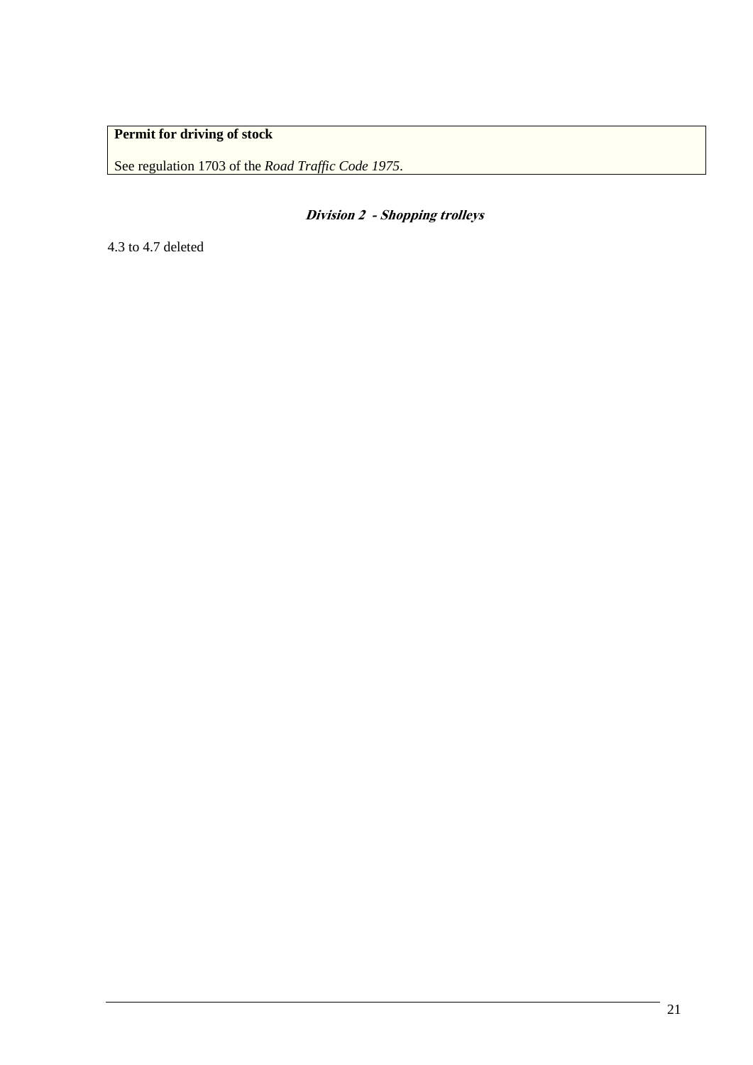> **Permit for driving of stock**
>
> See regulation 1703 of the *Road Traffic Code 1975*.

### *Division 2 - Shopping trolleys*

4.3 to 4.7 deleted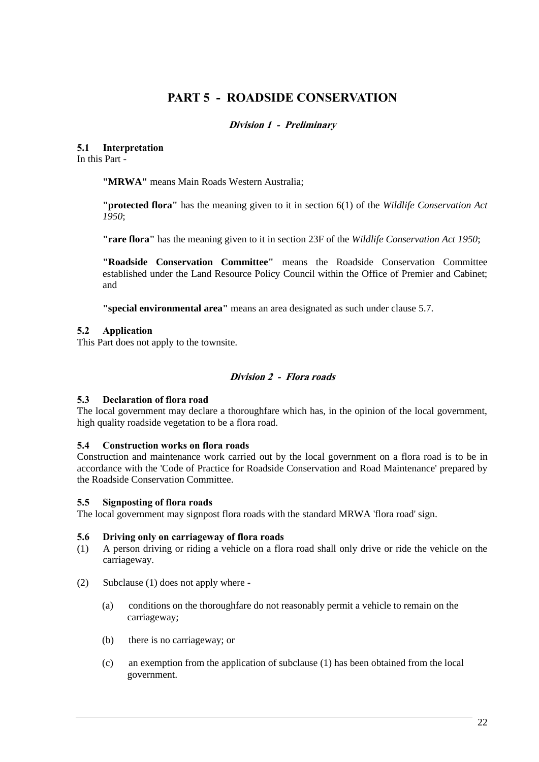# PART 5 - ROADSIDE CONSERVATION

## *Division 1 - Preliminary*

**5.1 Interpretation**

In this Part -

**"MRWA"** means Main Roads Western Australia;

**"protected flora"** has the meaning given to it in section 6(1) of the *Wildlife Conservation Act 1950*;

**"rare flora"** has the meaning given to it in section 23F of the *Wildlife Conservation Act 1950*;

**"Roadside Conservation Committee"** means the Roadside Conservation Committee established under the Land Resource Policy Council within the Office of Premier and Cabinet; and

**"special environmental area"** means an area designated as such under clause 5.7.

**5.2 Application**

This Part does not apply to the townsite.

## *Division 2 - Flora roads*

**5.3 Declaration of flora road**

The local government may declare a thoroughfare which has, in the opinion of the local government, high quality roadside vegetation to be a flora road.

**5.4 Construction works on flora roads**

Construction and maintenance work carried out by the local government on a flora road is to be in accordance with the 'Code of Practice for Roadside Conservation and Road Maintenance' prepared by the Roadside Conservation Committee.

**5.5 Signposting of flora roads**

The local government may signpost flora roads with the standard MRWA 'flora road' sign.

**5.6 Driving only on carriageway of flora roads**

(1) A person driving or riding a vehicle on a flora road shall only drive or ride the vehicle on the carriageway.

(2) Subclause (1) does not apply where -

(a) conditions on the thoroughfare do not reasonably permit a vehicle to remain on the carriageway;

(b) there is no carriageway; or

(c) an exemption from the application of subclause (1) has been obtained from the local government.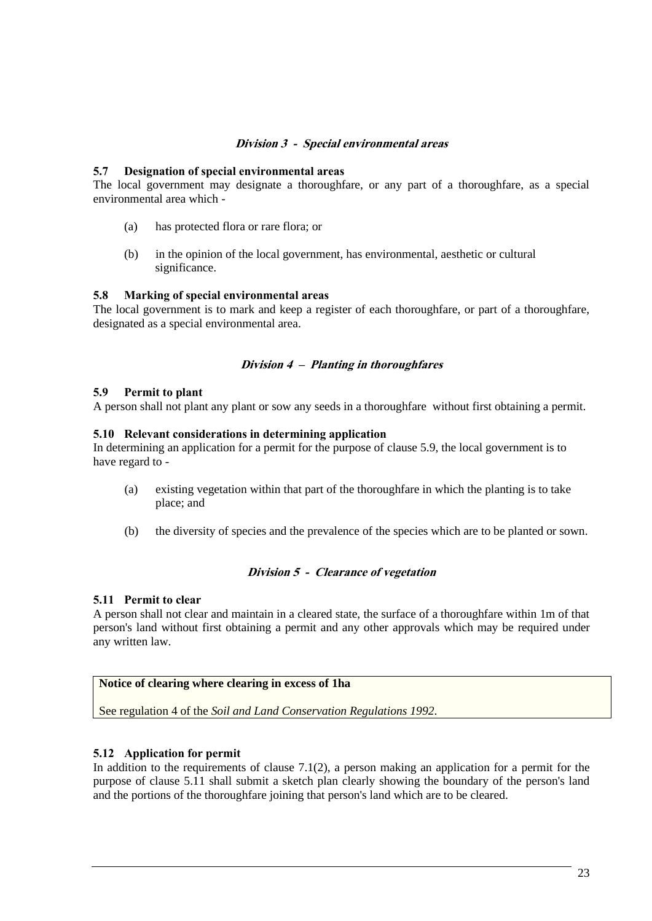### *Division 3 - Special environmental areas*

**5.7 Designation of special environmental areas**
The local government may designate a thoroughfare, or any part of a thoroughfare, as a special environmental area which -

(a) has protected flora or rare flora; or

(b) in the opinion of the local government, has environmental, aesthetic or cultural significance.

**5.8 Marking of special environmental areas**
The local government is to mark and keep a register of each thoroughfare, or part of a thoroughfare, designated as a special environmental area.

### *Division 4 – Planting in thoroughfares*

**5.9 Permit to plant**
A person shall not plant any plant or sow any seeds in a thoroughfare without first obtaining a permit.

**5.10 Relevant considerations in determining application**
In determining an application for a permit for the purpose of clause 5.9, the local government is to have regard to -

(a) existing vegetation within that part of the thoroughfare in which the planting is to take place; and

(b) the diversity of species and the prevalence of the species which are to be planted or sown.

### *Division 5 - Clearance of vegetation*

**5.11 Permit to clear**
A person shall not clear and maintain in a cleared state, the surface of a thoroughfare within 1m of that person's land without first obtaining a permit and any other approvals which may be required under any written law.

> **Notice of clearing where clearing in excess of 1ha**
>
> See regulation 4 of the *Soil and Land Conservation Regulations 1992*.

**5.12 Application for permit**
In addition to the requirements of clause 7.1(2), a person making an application for a permit for the purpose of clause 5.11 shall submit a sketch plan clearly showing the boundary of the person's land and the portions of the thoroughfare joining that person's land which are to be cleared.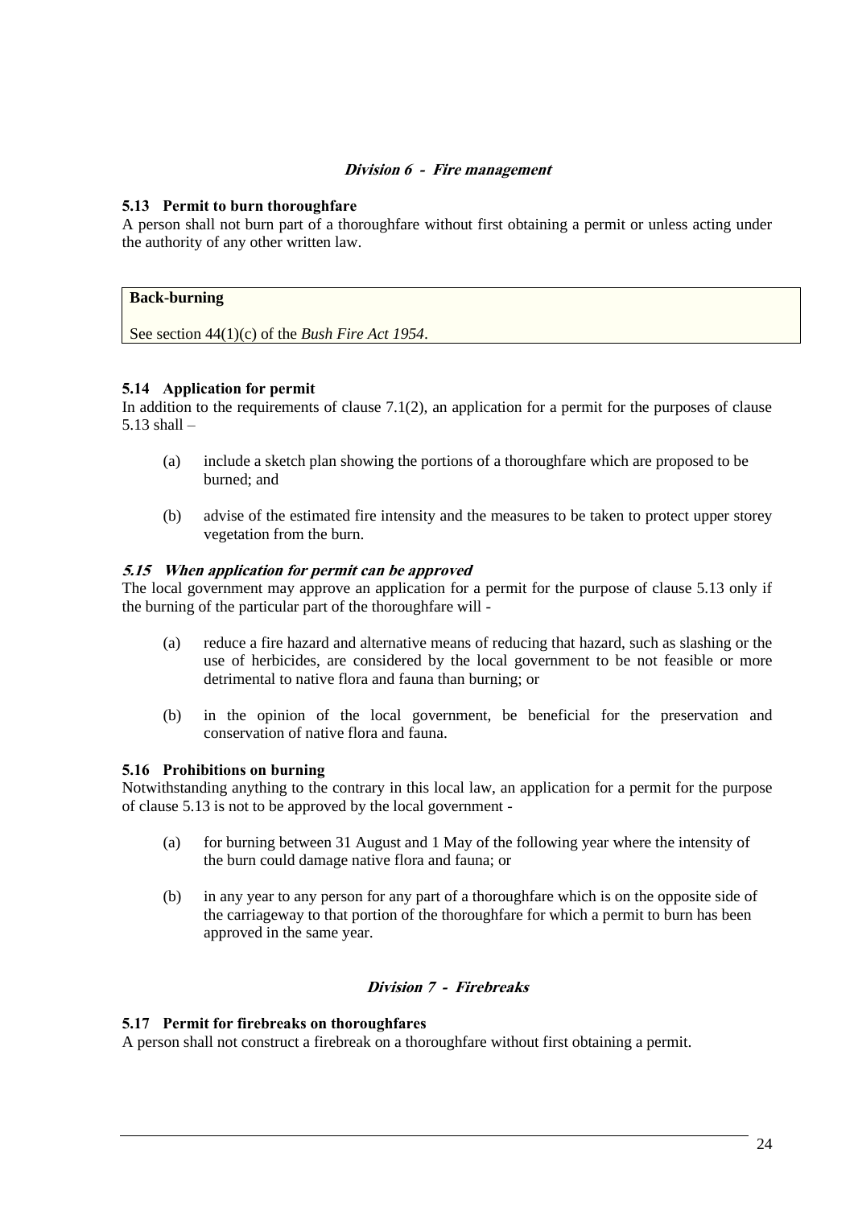### *Division 6 - Fire management*

**5.13 Permit to burn thoroughfare**
A person shall not burn part of a thoroughfare without first obtaining a permit or unless acting under the authority of any other written law.

> **Back-burning**
>
> See section 44(1)(c) of the *Bush Fire Act 1954*.

**5.14 Application for permit**
In addition to the requirements of clause 7.1(2), an application for a permit for the purposes of clause 5.13 shall –

(a) include a sketch plan showing the portions of a thoroughfare which are proposed to be burned; and

(b) advise of the estimated fire intensity and the measures to be taken to protect upper storey vegetation from the burn.

***5.15 When application for permit can be approved***
The local government may approve an application for a permit for the purpose of clause 5.13 only if the burning of the particular part of the thoroughfare will -

(a) reduce a fire hazard and alternative means of reducing that hazard, such as slashing or the use of herbicides, are considered by the local government to be not feasible or more detrimental to native flora and fauna than burning; or

(b) in the opinion of the local government, be beneficial for the preservation and conservation of native flora and fauna.

**5.16 Prohibitions on burning**
Notwithstanding anything to the contrary in this local law, an application for a permit for the purpose of clause 5.13 is not to be approved by the local government -

(a) for burning between 31 August and 1 May of the following year where the intensity of the burn could damage native flora and fauna; or

(b) in any year to any person for any part of a thoroughfare which is on the opposite side of the carriageway to that portion of the thoroughfare for which a permit to burn has been approved in the same year.

### *Division 7 - Firebreaks*

**5.17 Permit for firebreaks on thoroughfares**
A person shall not construct a firebreak on a thoroughfare without first obtaining a permit.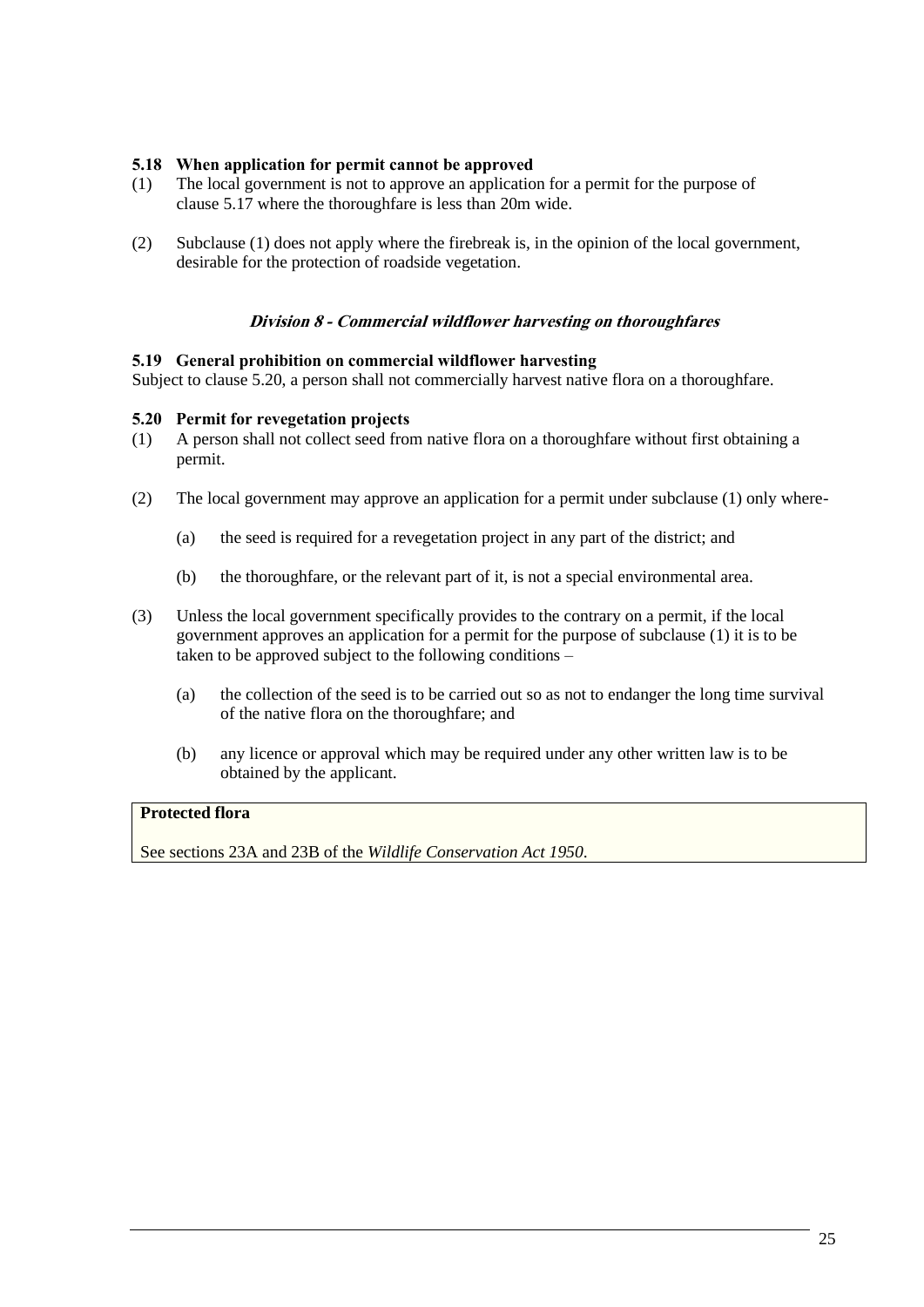### 5.18 When application for permit cannot be approved

(1) The local government is not to approve an application for a permit for the purpose of clause 5.17 where the thoroughfare is less than 20m wide.

(2) Subclause (1) does not apply where the firebreak is, in the opinion of the local government, desirable for the protection of roadside vegetation.

## *Division 8 - Commercial wildflower harvesting on thoroughfares*

### 5.19 General prohibition on commercial wildflower harvesting

Subject to clause 5.20, a person shall not commercially harvest native flora on a thoroughfare.

### 5.20 Permit for revegetation projects

(1) A person shall not collect seed from native flora on a thoroughfare without first obtaining a permit.

(2) The local government may approve an application for a permit under subclause (1) only where-

  (a) the seed is required for a revegetation project in any part of the district; and

  (b) the thoroughfare, or the relevant part of it, is not a special environmental area.

(3) Unless the local government specifically provides to the contrary on a permit, if the local government approves an application for a permit for the purpose of subclause (1) it is to be taken to be approved subject to the following conditions –

  (a) the collection of the seed is to be carried out so as not to endanger the long time survival of the native flora on the thoroughfare; and

  (b) any licence or approval which may be required under any other written law is to be obtained by the applicant.

**Protected flora**

See sections 23A and 23B of the *Wildlife Conservation Act 1950*.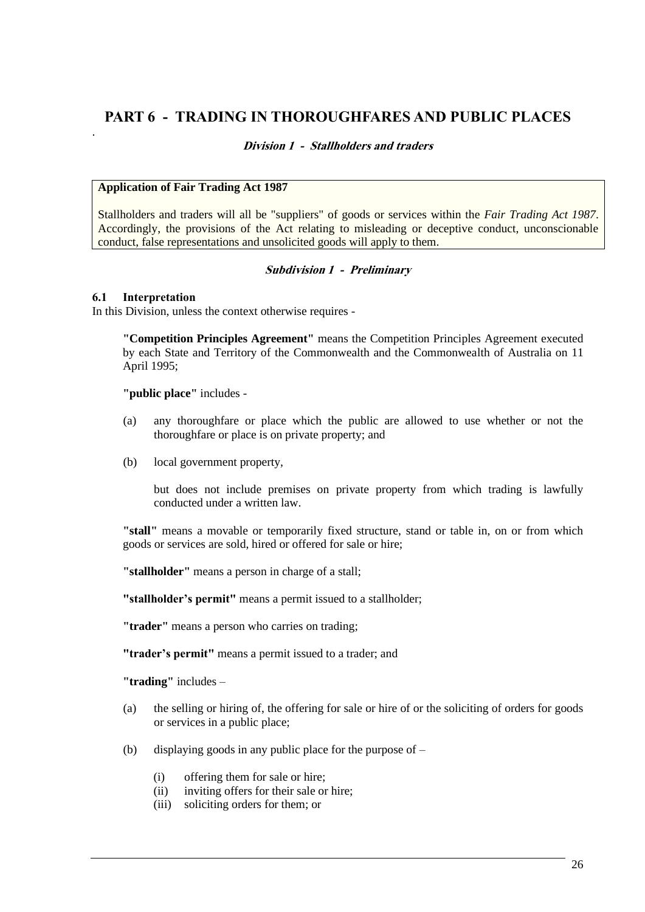# PART 6 - TRADING IN THOROUGHFARES AND PUBLIC PLACES

### *Division 1 - Stallholders and traders*

> **Application of Fair Trading Act 1987**
>
> Stallholders and traders will all be "suppliers" of goods or services within the *Fair Trading Act 1987*. Accordingly, the provisions of the Act relating to misleading or deceptive conduct, unconscionable conduct, false representations and unsolicited goods will apply to them.

#### *Subdivision 1 - Preliminary*

**6.1 Interpretation**

In this Division, unless the context otherwise requires -

**"Competition Principles Agreement"** means the Competition Principles Agreement executed by each State and Territory of the Commonwealth and the Commonwealth of Australia on 11 April 1995;

**"public place"** includes -

(a) any thoroughfare or place which the public are allowed to use whether or not the thoroughfare or place is on private property; and

(b) local government property,

but does not include premises on private property from which trading is lawfully conducted under a written law.

**"stall"** means a movable or temporarily fixed structure, stand or table in, on or from which goods or services are sold, hired or offered for sale or hire;

**"stallholder"** means a person in charge of a stall;

**"stallholder's permit"** means a permit issued to a stallholder;

**"trader"** means a person who carries on trading;

**"trader's permit"** means a permit issued to a trader; and

**"trading"** includes –

(a) the selling or hiring of, the offering for sale or hire of or the soliciting of orders for goods or services in a public place;

(b) displaying goods in any public place for the purpose of –

(i) offering them for sale or hire;
(ii) inviting offers for their sale or hire;
(iii) soliciting orders for them; or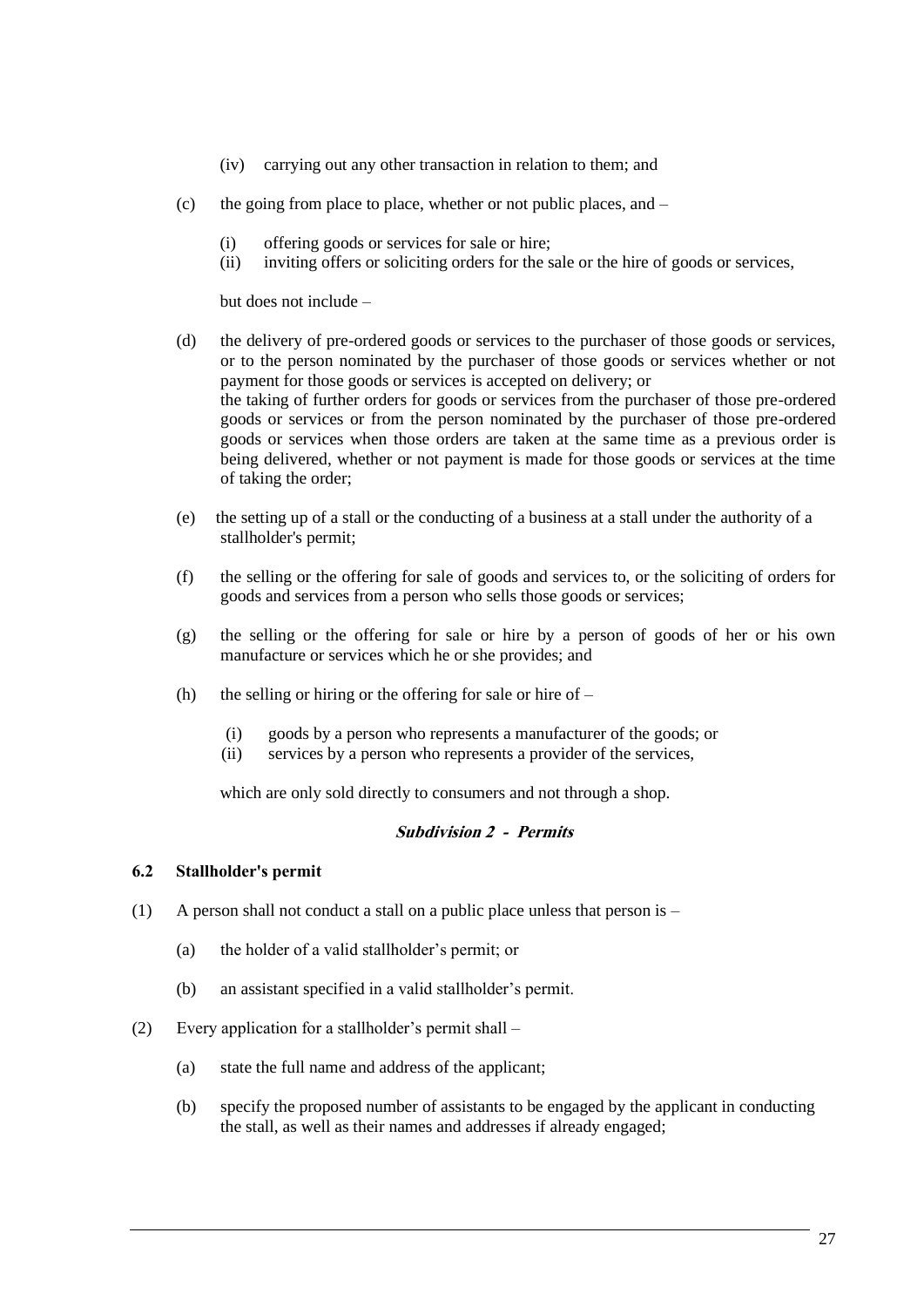(iv) carrying out any other transaction in relation to them; and

(c) the going from place to place, whether or not public places, and –

(i) offering goods or services for sale or hire;
(ii) inviting offers or soliciting orders for the sale or the hire of goods or services,

but does not include –

(d) the delivery of pre-ordered goods or services to the purchaser of those goods or services, or to the person nominated by the purchaser of those goods or services whether or not payment for those goods or services is accepted on delivery; or
the taking of further orders for goods or services from the purchaser of those pre-ordered goods or services or from the person nominated by the purchaser of those pre-ordered goods or services when those orders are taken at the same time as a previous order is being delivered, whether or not payment is made for those goods or services at the time of taking the order;

(e) the setting up of a stall or the conducting of a business at a stall under the authority of a stallholder's permit;

(f) the selling or the offering for sale of goods and services to, or the soliciting of orders for goods and services from a person who sells those goods or services;

(g) the selling or the offering for sale or hire by a person of goods of her or his own manufacture or services which he or she provides; and

(h) the selling or hiring or the offering for sale or hire of –

(i) goods by a person who represents a manufacturer of the goods; or
(ii) services by a person who represents a provider of the services,

which are only sold directly to consumers and not through a shop.

### *Subdivision 2 - Permits*

**6.2 Stallholder's permit**

(1) A person shall not conduct a stall on a public place unless that person is –

(a) the holder of a valid stallholder's permit; or

(b) an assistant specified in a valid stallholder's permit.

(2) Every application for a stallholder's permit shall –

(a) state the full name and address of the applicant;

(b) specify the proposed number of assistants to be engaged by the applicant in conducting the stall, as well as their names and addresses if already engaged;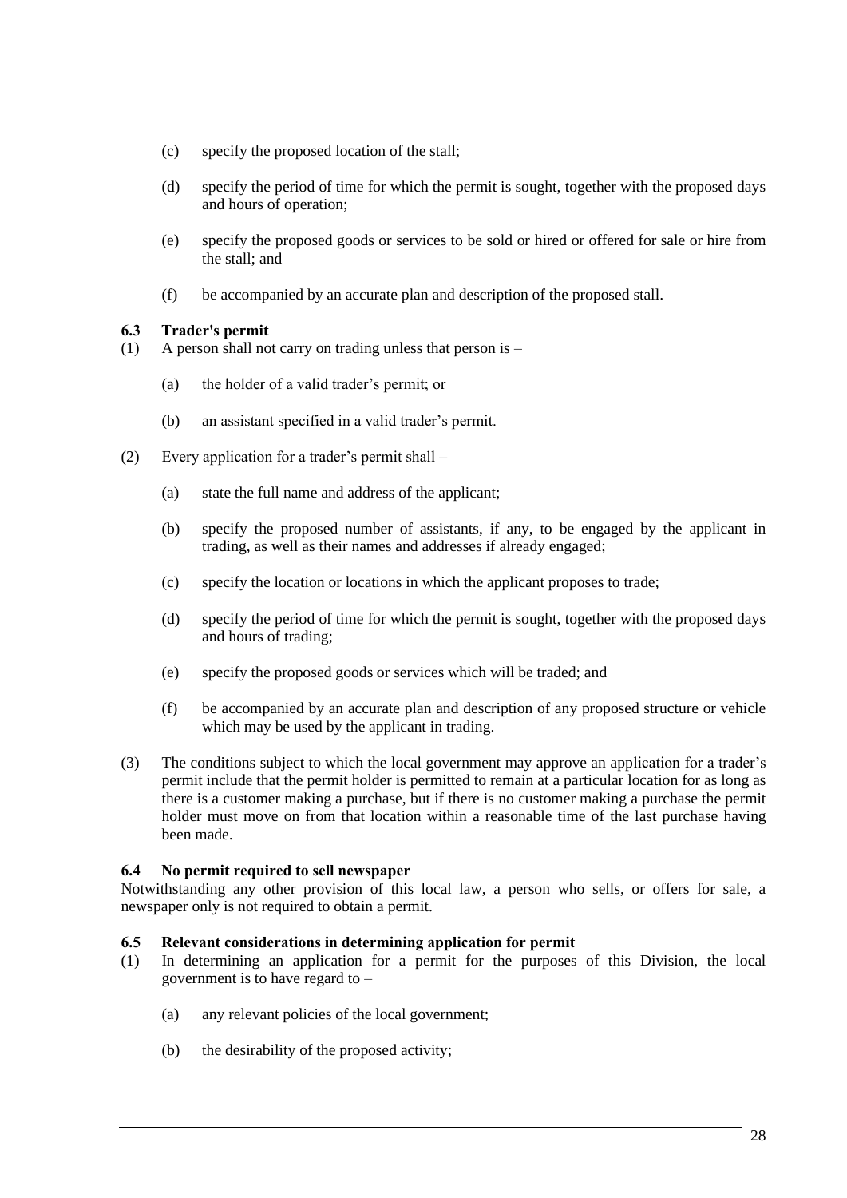(c) specify the proposed location of the stall;

(d) specify the period of time for which the permit is sought, together with the proposed days and hours of operation;

(e) specify the proposed goods or services to be sold or hired or offered for sale or hire from the stall; and

(f) be accompanied by an accurate plan and description of the proposed stall.

**6.3 Trader's permit**

(1) A person shall not carry on trading unless that person is –

(a) the holder of a valid trader's permit; or

(b) an assistant specified in a valid trader's permit.

(2) Every application for a trader's permit shall –

(a) state the full name and address of the applicant;

(b) specify the proposed number of assistants, if any, to be engaged by the applicant in trading, as well as their names and addresses if already engaged;

(c) specify the location or locations in which the applicant proposes to trade;

(d) specify the period of time for which the permit is sought, together with the proposed days and hours of trading;

(e) specify the proposed goods or services which will be traded; and

(f) be accompanied by an accurate plan and description of any proposed structure or vehicle which may be used by the applicant in trading.

(3) The conditions subject to which the local government may approve an application for a trader's permit include that the permit holder is permitted to remain at a particular location for as long as there is a customer making a purchase, but if there is no customer making a purchase the permit holder must move on from that location within a reasonable time of the last purchase having been made.

**6.4 No permit required to sell newspaper**

Notwithstanding any other provision of this local law, a person who sells, or offers for sale, a newspaper only is not required to obtain a permit.

**6.5 Relevant considerations in determining application for permit**

(1) In determining an application for a permit for the purposes of this Division, the local government is to have regard to –

(a) any relevant policies of the local government;

(b) the desirability of the proposed activity;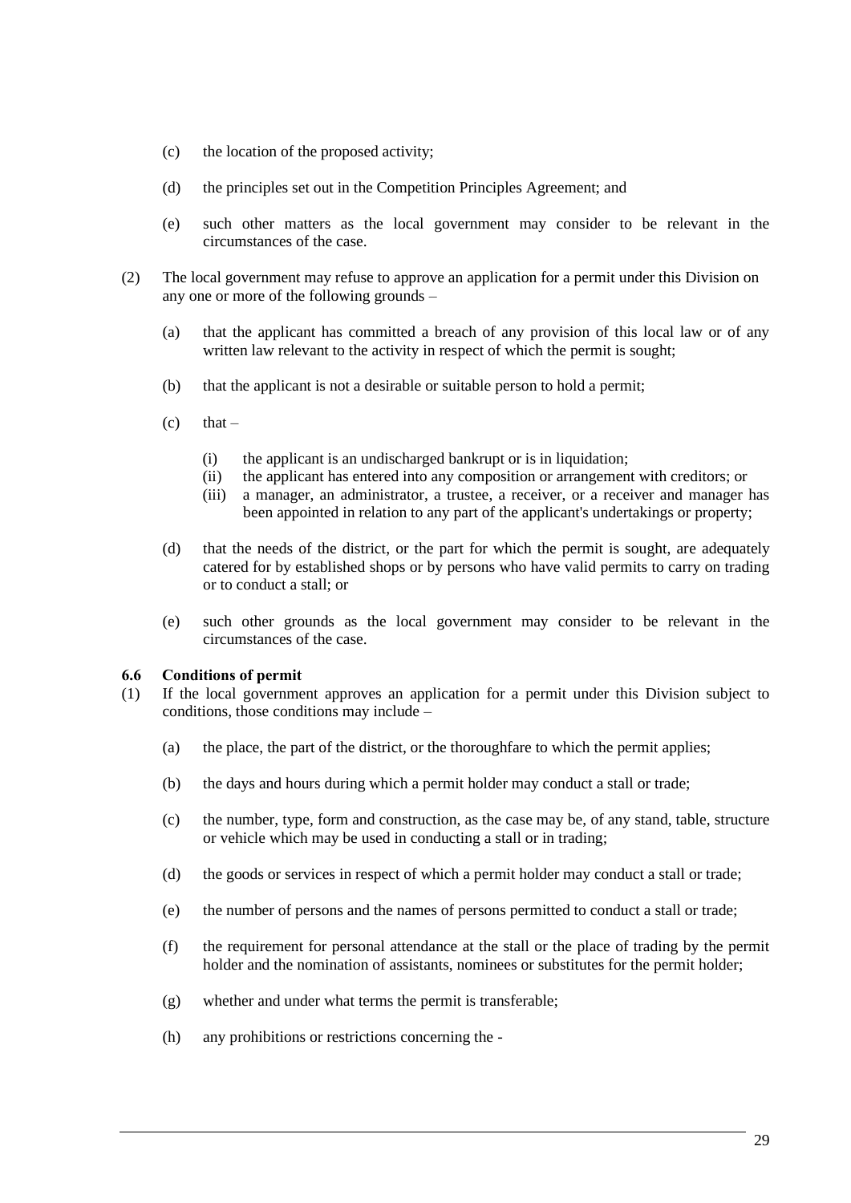(c) the location of the proposed activity;

(d) the principles set out in the Competition Principles Agreement; and

(e) such other matters as the local government may consider to be relevant in the circumstances of the case.

(2) The local government may refuse to approve an application for a permit under this Division on any one or more of the following grounds –

(a) that the applicant has committed a breach of any provision of this local law or of any written law relevant to the activity in respect of which the permit is sought;

(b) that the applicant is not a desirable or suitable person to hold a permit;

(c) that –

(i) the applicant is an undischarged bankrupt or is in liquidation;
(ii) the applicant has entered into any composition or arrangement with creditors; or
(iii) a manager, an administrator, a trustee, a receiver, or a receiver and manager has been appointed in relation to any part of the applicant's undertakings or property;

(d) that the needs of the district, or the part for which the permit is sought, are adequately catered for by established shops or by persons who have valid permits to carry on trading or to conduct a stall; or

(e) such other grounds as the local government may consider to be relevant in the circumstances of the case.

**6.6 Conditions of permit**

(1) If the local government approves an application for a permit under this Division subject to conditions, those conditions may include –

(a) the place, the part of the district, or the thoroughfare to which the permit applies;

(b) the days and hours during which a permit holder may conduct a stall or trade;

(c) the number, type, form and construction, as the case may be, of any stand, table, structure or vehicle which may be used in conducting a stall or in trading;

(d) the goods or services in respect of which a permit holder may conduct a stall or trade;

(e) the number of persons and the names of persons permitted to conduct a stall or trade;

(f) the requirement for personal attendance at the stall or the place of trading by the permit holder and the nomination of assistants, nominees or substitutes for the permit holder;

(g) whether and under what terms the permit is transferable;

(h) any prohibitions or restrictions concerning the -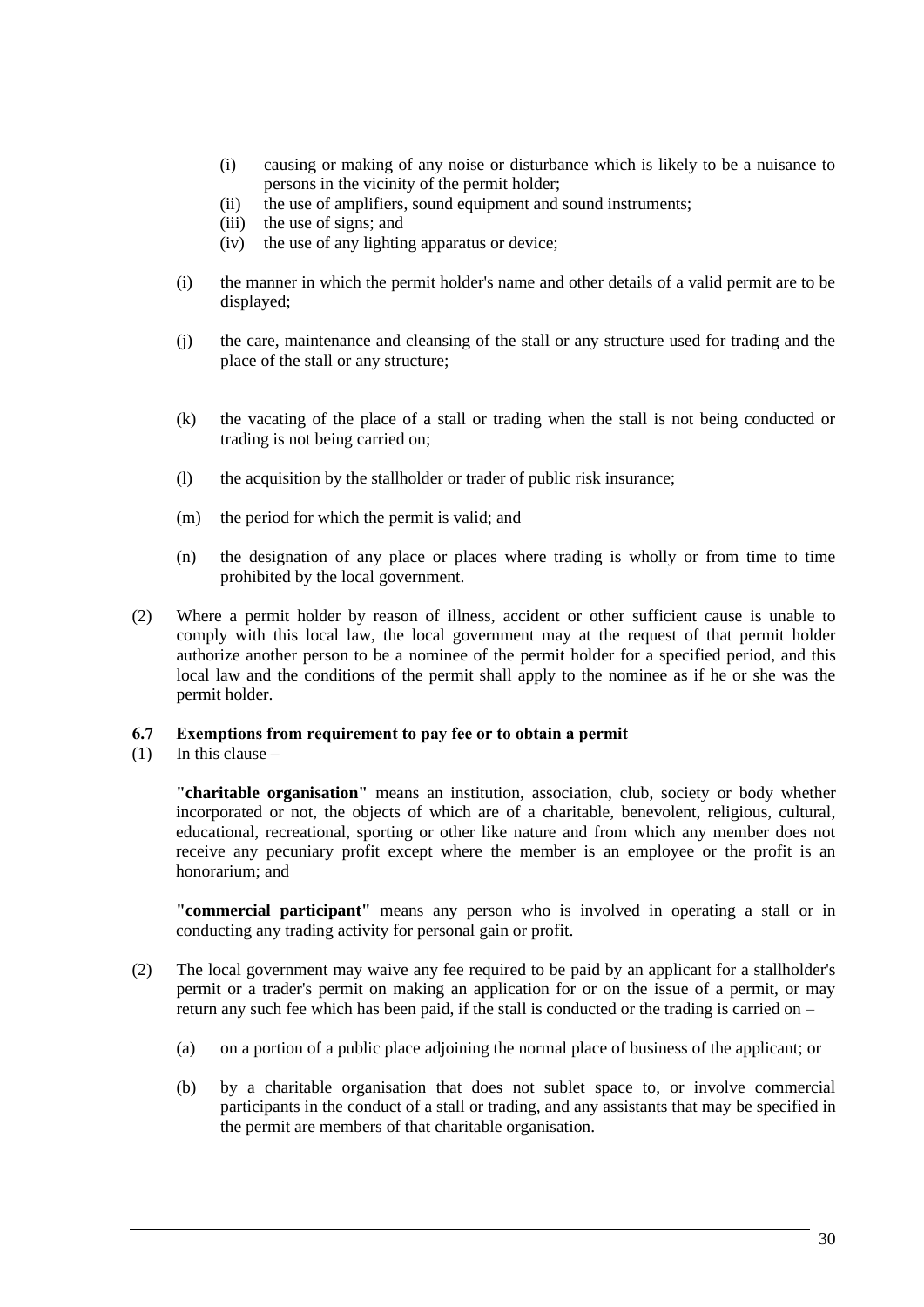(i) causing or making of any noise or disturbance which is likely to be a nuisance to persons in the vicinity of the permit holder;
(ii) the use of amplifiers, sound equipment and sound instruments;
(iii) the use of signs; and
(iv) the use of any lighting apparatus or device;

(i) the manner in which the permit holder's name and other details of a valid permit are to be displayed;

(j) the care, maintenance and cleansing of the stall or any structure used for trading and the place of the stall or any structure;

(k) the vacating of the place of a stall or trading when the stall is not being conducted or trading is not being carried on;

(l) the acquisition by the stallholder or trader of public risk insurance;

(m) the period for which the permit is valid; and

(n) the designation of any place or places where trading is wholly or from time to time prohibited by the local government.

(2) Where a permit holder by reason of illness, accident or other sufficient cause is unable to comply with this local law, the local government may at the request of that permit holder authorize another person to be a nominee of the permit holder for a specified period, and this local law and the conditions of the permit shall apply to the nominee as if he or she was the permit holder.

### 6.7 Exemptions from requirement to pay fee or to obtain a permit

(1) In this clause –

**"charitable organisation"** means an institution, association, club, society or body whether incorporated or not, the objects of which are of a charitable, benevolent, religious, cultural, educational, recreational, sporting or other like nature and from which any member does not receive any pecuniary profit except where the member is an employee or the profit is an honorarium; and

**"commercial participant"** means any person who is involved in operating a stall or in conducting any trading activity for personal gain or profit.

(2) The local government may waive any fee required to be paid by an applicant for a stallholder's permit or a trader's permit on making an application for or on the issue of a permit, or may return any such fee which has been paid, if the stall is conducted or the trading is carried on –

(a) on a portion of a public place adjoining the normal place of business of the applicant; or

(b) by a charitable organisation that does not sublet space to, or involve commercial participants in the conduct of a stall or trading, and any assistants that may be specified in the permit are members of that charitable organisation.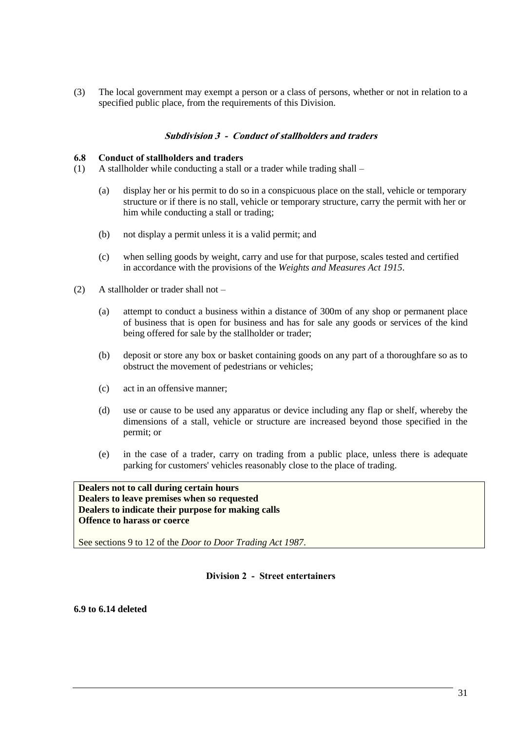(3) The local government may exempt a person or a class of persons, whether or not in relation to a specified public place, from the requirements of this Division.

#### *Subdivision 3 - Conduct of stallholders and traders*

**6.8 Conduct of stallholders and traders**

(1) A stallholder while conducting a stall or a trader while trading shall –

(a) display her or his permit to do so in a conspicuous place on the stall, vehicle or temporary structure or if there is no stall, vehicle or temporary structure, carry the permit with her or him while conducting a stall or trading;

(b) not display a permit unless it is a valid permit; and

(c) when selling goods by weight, carry and use for that purpose, scales tested and certified in accordance with the provisions of the *Weights and Measures Act 1915*.

(2) A stallholder or trader shall not –

(a) attempt to conduct a business within a distance of 300m of any shop or permanent place of business that is open for business and has for sale any goods or services of the kind being offered for sale by the stallholder or trader;

(b) deposit or store any box or basket containing goods on any part of a thoroughfare so as to obstruct the movement of pedestrians or vehicles;

(c) act in an offensive manner;

(d) use or cause to be used any apparatus or device including any flap or shelf, whereby the dimensions of a stall, vehicle or structure are increased beyond those specified in the permit; or

(e) in the case of a trader, carry on trading from a public place, unless there is adequate parking for customers' vehicles reasonably close to the place of trading.

> **Dealers not to call during certain hours**
> **Dealers to leave premises when so requested**
> **Dealers to indicate their purpose for making calls**
> **Offence to harass or coerce**
>
> See sections 9 to 12 of the *Door to Door Trading Act 1987*.

### Division 2 - Street entertainers

**6.9 to 6.14 deleted**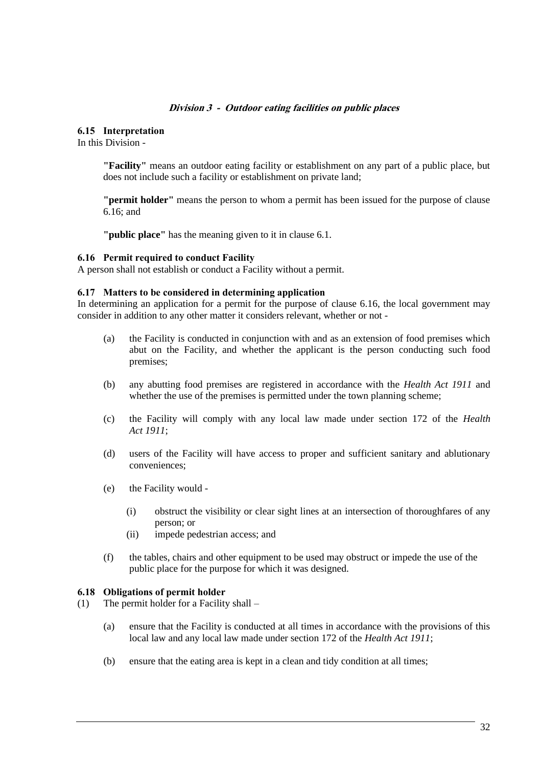## *Division 3 - Outdoor eating facilities on public places*

### 6.15 Interpretation

In this Division -

> **"Facility"** means an outdoor eating facility or establishment on any part of a public place, but does not include such a facility or establishment on private land;
>
> **"permit holder"** means the person to whom a permit has been issued for the purpose of clause 6.16; and
>
> **"public place"** has the meaning given to it in clause 6.1.

### 6.16 Permit required to conduct Facility

A person shall not establish or conduct a Facility without a permit.

### 6.17 Matters to be considered in determining application

In determining an application for a permit for the purpose of clause 6.16, the local government may consider in addition to any other matter it considers relevant, whether or not -

- (a) the Facility is conducted in conjunction with and as an extension of food premises which abut on the Facility, and whether the applicant is the person conducting such food premises;
- (b) any abutting food premises are registered in accordance with the *Health Act 1911* and whether the use of the premises is permitted under the town planning scheme;
- (c) the Facility will comply with any local law made under section 172 of the *Health Act 1911*;
- (d) users of the Facility will have access to proper and sufficient sanitary and ablutionary conveniences;
- (e) the Facility would -
  - (i) obstruct the visibility or clear sight lines at an intersection of thoroughfares of any person; or
  - (ii) impede pedestrian access; and
- (f) the tables, chairs and other equipment to be used may obstruct or impede the use of the public place for the purpose for which it was designed.

### 6.18 Obligations of permit holder

(1) The permit holder for a Facility shall –

- (a) ensure that the Facility is conducted at all times in accordance with the provisions of this local law and any local law made under section 172 of the *Health Act 1911*;
- (b) ensure that the eating area is kept in a clean and tidy condition at all times;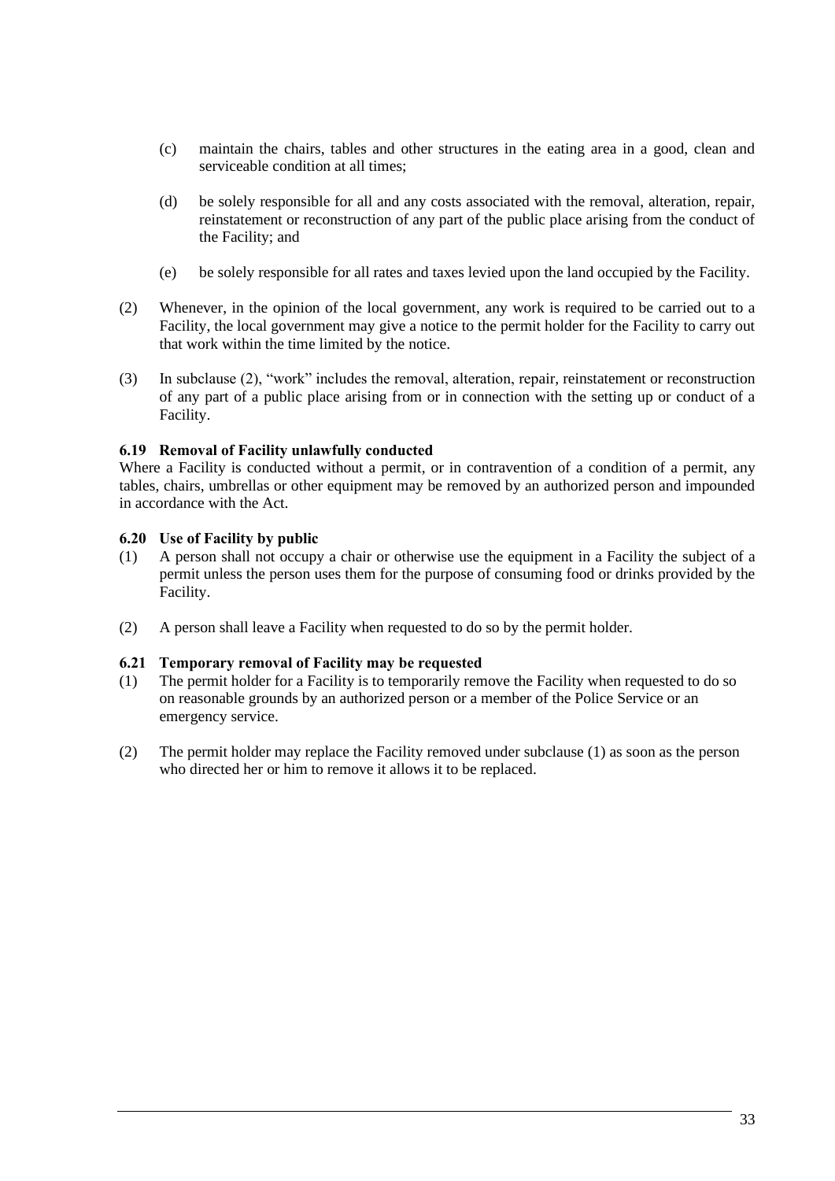(c) maintain the chairs, tables and other structures in the eating area in a good, clean and serviceable condition at all times;

(d) be solely responsible for all and any costs associated with the removal, alteration, repair, reinstatement or reconstruction of any part of the public place arising from the conduct of the Facility; and

(e) be solely responsible for all rates and taxes levied upon the land occupied by the Facility.

(2) Whenever, in the opinion of the local government, any work is required to be carried out to a Facility, the local government may give a notice to the permit holder for the Facility to carry out that work within the time limited by the notice.

(3) In subclause (2), "work" includes the removal, alteration, repair, reinstatement or reconstruction of any part of a public place arising from or in connection with the setting up or conduct of a Facility.

**6.19 Removal of Facility unlawfully conducted**

Where a Facility is conducted without a permit, or in contravention of a condition of a permit, any tables, chairs, umbrellas or other equipment may be removed by an authorized person and impounded in accordance with the Act.

**6.20 Use of Facility by public**

(1) A person shall not occupy a chair or otherwise use the equipment in a Facility the subject of a permit unless the person uses them for the purpose of consuming food or drinks provided by the Facility.

(2) A person shall leave a Facility when requested to do so by the permit holder.

**6.21 Temporary removal of Facility may be requested**

(1) The permit holder for a Facility is to temporarily remove the Facility when requested to do so on reasonable grounds by an authorized person or a member of the Police Service or an emergency service.

(2) The permit holder may replace the Facility removed under subclause (1) as soon as the person who directed her or him to remove it allows it to be replaced.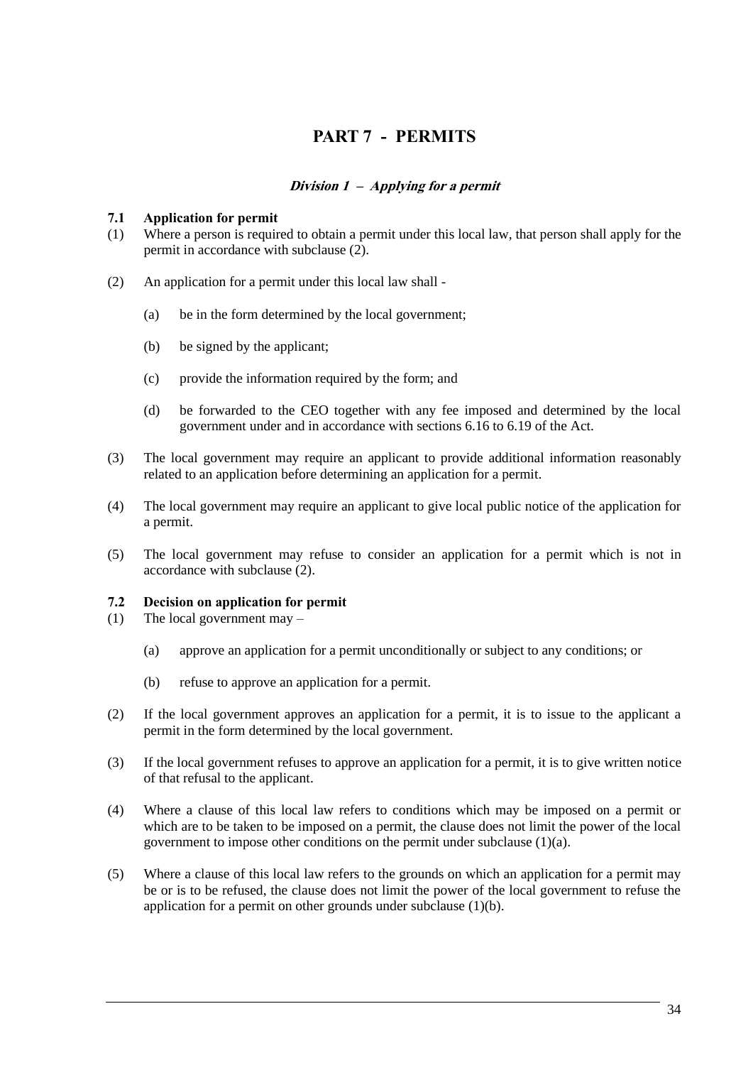# PART 7 - PERMITS

### *Division 1 – Applying for a permit*

**7.1 Application for permit**

(1) Where a person is required to obtain a permit under this local law, that person shall apply for the permit in accordance with subclause (2).

(2) An application for a permit under this local law shall -

  (a) be in the form determined by the local government;

  (b) be signed by the applicant;

  (c) provide the information required by the form; and

  (d) be forwarded to the CEO together with any fee imposed and determined by the local government under and in accordance with sections 6.16 to 6.19 of the Act.

(3) The local government may require an applicant to provide additional information reasonably related to an application before determining an application for a permit.

(4) The local government may require an applicant to give local public notice of the application for a permit.

(5) The local government may refuse to consider an application for a permit which is not in accordance with subclause (2).

**7.2 Decision on application for permit**

(1) The local government may –

  (a) approve an application for a permit unconditionally or subject to any conditions; or

  (b) refuse to approve an application for a permit.

(2) If the local government approves an application for a permit, it is to issue to the applicant a permit in the form determined by the local government.

(3) If the local government refuses to approve an application for a permit, it is to give written notice of that refusal to the applicant.

(4) Where a clause of this local law refers to conditions which may be imposed on a permit or which are to be taken to be imposed on a permit, the clause does not limit the power of the local government to impose other conditions on the permit under subclause (1)(a).

(5) Where a clause of this local law refers to the grounds on which an application for a permit may be or is to be refused, the clause does not limit the power of the local government to refuse the application for a permit on other grounds under subclause (1)(b).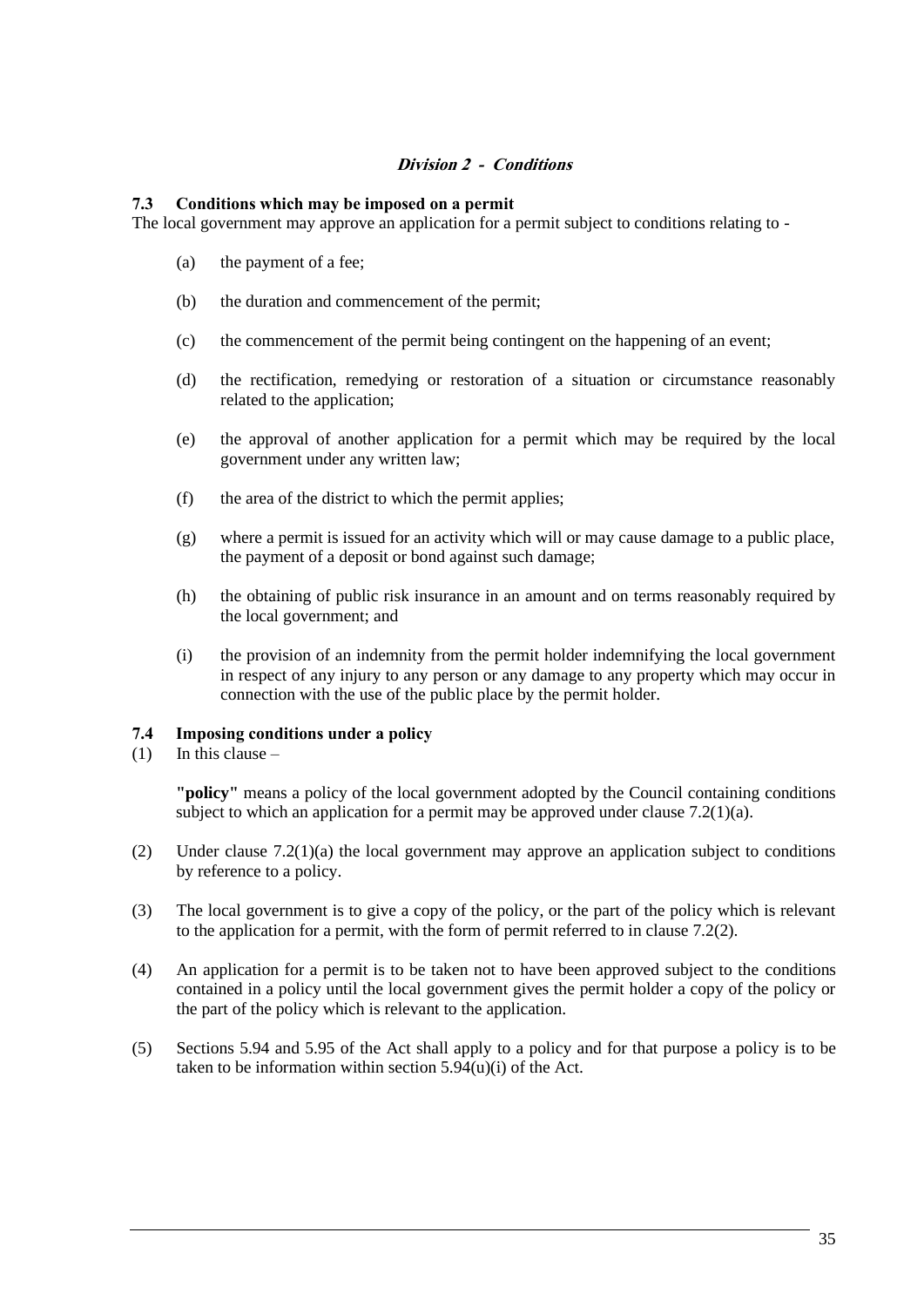## *Division 2 - Conditions*

### 7.3 Conditions which may be imposed on a permit

The local government may approve an application for a permit subject to conditions relating to -

(a) the payment of a fee;

(b) the duration and commencement of the permit;

(c) the commencement of the permit being contingent on the happening of an event;

(d) the rectification, remedying or restoration of a situation or circumstance reasonably related to the application;

(e) the approval of another application for a permit which may be required by the local government under any written law;

(f) the area of the district to which the permit applies;

(g) where a permit is issued for an activity which will or may cause damage to a public place, the payment of a deposit or bond against such damage;

(h) the obtaining of public risk insurance in an amount and on terms reasonably required by the local government; and

(i) the provision of an indemnity from the permit holder indemnifying the local government in respect of any injury to any person or any damage to any property which may occur in connection with the use of the public place by the permit holder.

### 7.4 Imposing conditions under a policy

(1) In this clause –

**"policy"** means a policy of the local government adopted by the Council containing conditions subject to which an application for a permit may be approved under clause 7.2(1)(a).

(2) Under clause 7.2(1)(a) the local government may approve an application subject to conditions by reference to a policy.

(3) The local government is to give a copy of the policy, or the part of the policy which is relevant to the application for a permit, with the form of permit referred to in clause 7.2(2).

(4) An application for a permit is to be taken not to have been approved subject to the conditions contained in a policy until the local government gives the permit holder a copy of the policy or the part of the policy which is relevant to the application.

(5) Sections 5.94 and 5.95 of the Act shall apply to a policy and for that purpose a policy is to be taken to be information within section 5.94(u)(i) of the Act.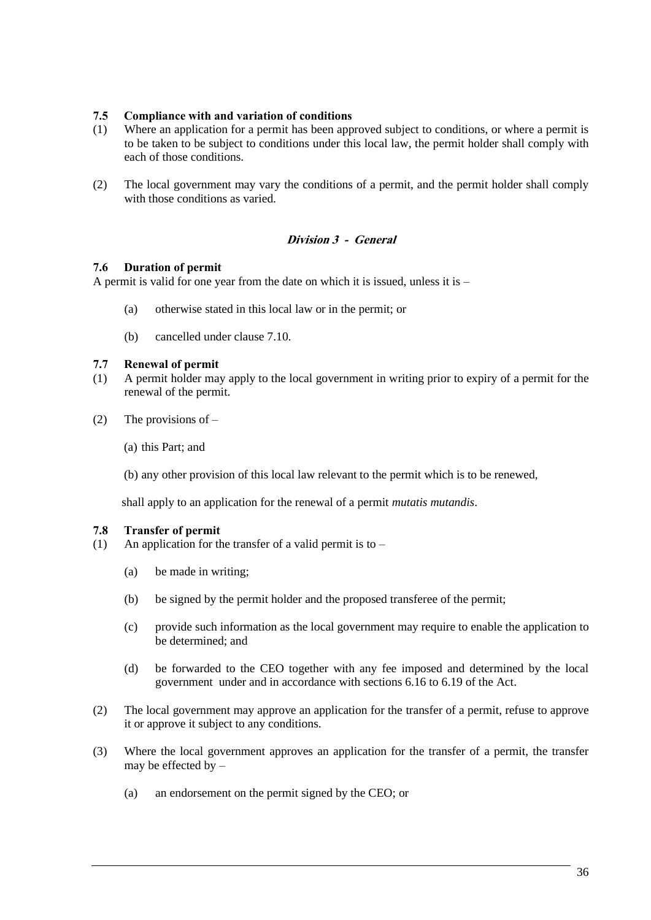**7.5 Compliance with and variation of conditions**

(1) Where an application for a permit has been approved subject to conditions, or where a permit is to be taken to be subject to conditions under this local law, the permit holder shall comply with each of those conditions.

(2) The local government may vary the conditions of a permit, and the permit holder shall comply with those conditions as varied.

### *Division 3 - General*

**7.6 Duration of permit**

A permit is valid for one year from the date on which it is issued, unless it is –

(a) otherwise stated in this local law or in the permit; or

(b) cancelled under clause 7.10.

**7.7 Renewal of permit**

(1) A permit holder may apply to the local government in writing prior to expiry of a permit for the renewal of the permit.

(2) The provisions of –

(a) this Part; and

(b) any other provision of this local law relevant to the permit which is to be renewed,

shall apply to an application for the renewal of a permit *mutatis mutandis*.

**7.8 Transfer of permit**

(1) An application for the transfer of a valid permit is to –

(a) be made in writing;

(b) be signed by the permit holder and the proposed transferee of the permit;

(c) provide such information as the local government may require to enable the application to be determined; and

(d) be forwarded to the CEO together with any fee imposed and determined by the local government under and in accordance with sections 6.16 to 6.19 of the Act.

(2) The local government may approve an application for the transfer of a permit, refuse to approve it or approve it subject to any conditions.

(3) Where the local government approves an application for the transfer of a permit, the transfer may be effected by –

(a) an endorsement on the permit signed by the CEO; or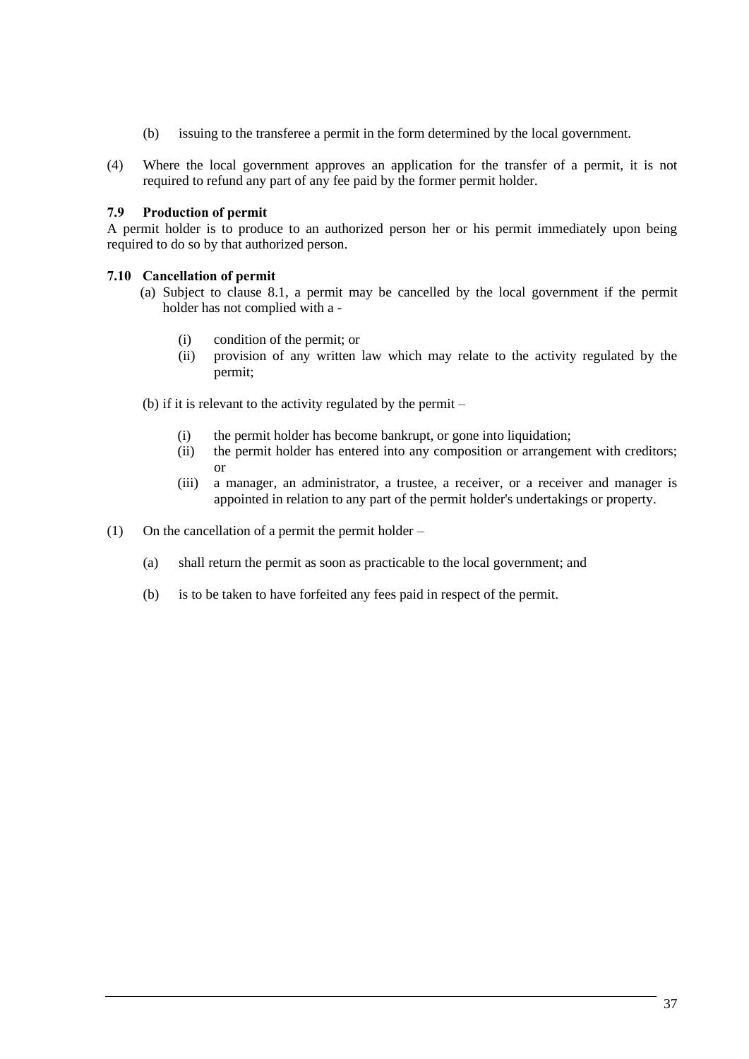(b) issuing to the transferee a permit in the form determined by the local government.

(4) Where the local government approves an application for the transfer of a permit, it is not required to refund any part of any fee paid by the former permit holder.

**7.9 Production of permit**

A permit holder is to produce to an authorized person her or his permit immediately upon being required to do so by that authorized person.

**7.10 Cancellation of permit**

(a) Subject to clause 8.1, a permit may be cancelled by the local government if the permit holder has not complied with a -

  (i) condition of the permit; or
  (ii) provision of any written law which may relate to the activity regulated by the permit;

(b) if it is relevant to the activity regulated by the permit –

  (i) the permit holder has become bankrupt, or gone into liquidation;
  (ii) the permit holder has entered into any composition or arrangement with creditors; or
  (iii) a manager, an administrator, a trustee, a receiver, or a receiver and manager is appointed in relation to any part of the permit holder's undertakings or property.

(1) On the cancellation of a permit the permit holder –

  (a) shall return the permit as soon as practicable to the local government; and

  (b) is to be taken to have forfeited any fees paid in respect of the permit.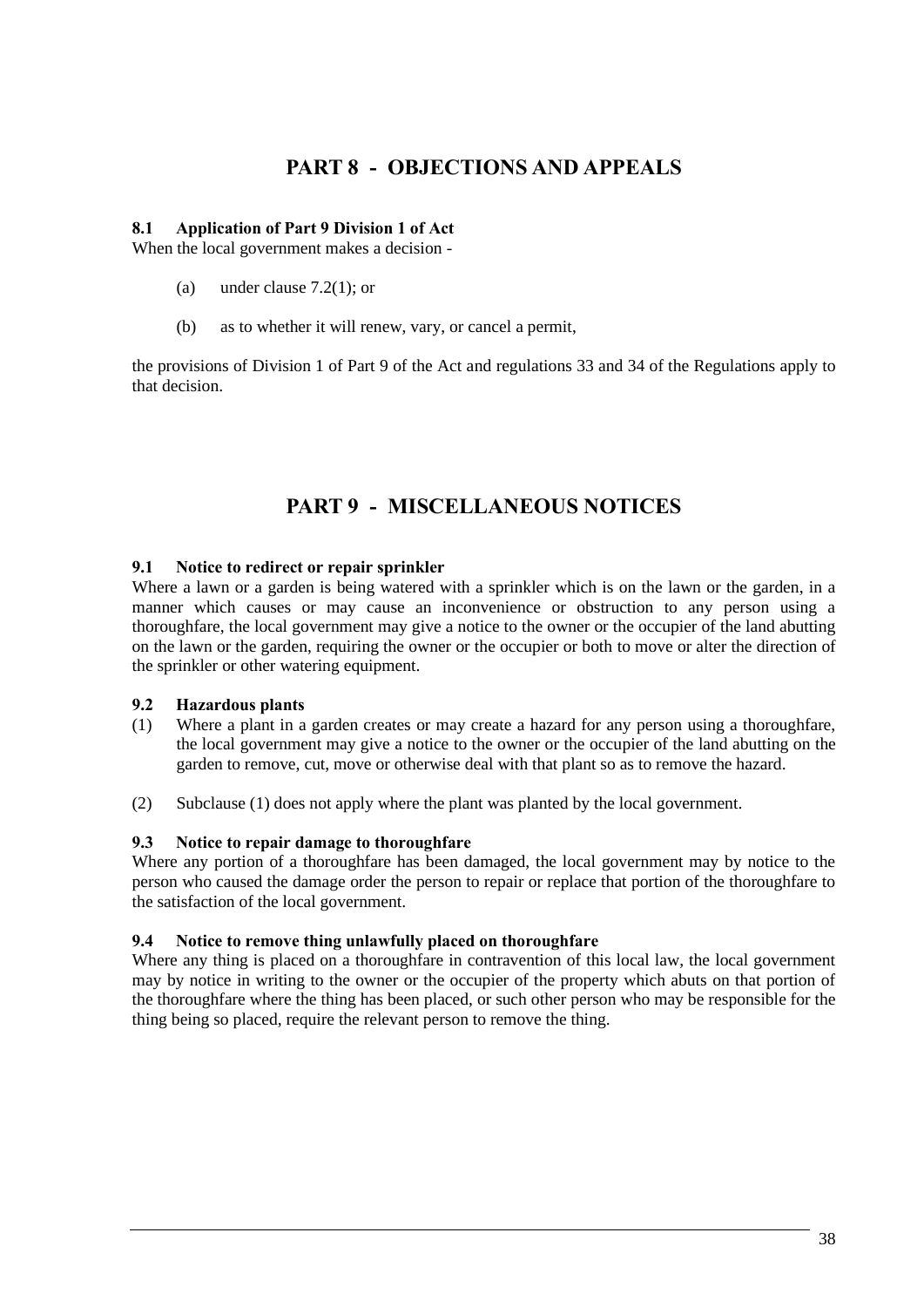# PART 8 - OBJECTIONS AND APPEALS

### 8.1 Application of Part 9 Division 1 of Act

When the local government makes a decision -

(a) under clause 7.2(1); or

(b) as to whether it will renew, vary, or cancel a permit,

the provisions of Division 1 of Part 9 of the Act and regulations 33 and 34 of the Regulations apply to that decision.

# PART 9 - MISCELLANEOUS NOTICES

### 9.1 Notice to redirect or repair sprinkler

Where a lawn or a garden is being watered with a sprinkler which is on the lawn or the garden, in a manner which causes or may cause an inconvenience or obstruction to any person using a thoroughfare, the local government may give a notice to the owner or the occupier of the land abutting on the lawn or the garden, requiring the owner or the occupier or both to move or alter the direction of the sprinkler or other watering equipment.

### 9.2 Hazardous plants

(1) Where a plant in a garden creates or may create a hazard for any person using a thoroughfare, the local government may give a notice to the owner or the occupier of the land abutting on the garden to remove, cut, move or otherwise deal with that plant so as to remove the hazard.

(2) Subclause (1) does not apply where the plant was planted by the local government.

### 9.3 Notice to repair damage to thoroughfare

Where any portion of a thoroughfare has been damaged, the local government may by notice to the person who caused the damage order the person to repair or replace that portion of the thoroughfare to the satisfaction of the local government.

### 9.4 Notice to remove thing unlawfully placed on thoroughfare

Where any thing is placed on a thoroughfare in contravention of this local law, the local government may by notice in writing to the owner or the occupier of the property which abuts on that portion of the thoroughfare where the thing has been placed, or such other person who may be responsible for the thing being so placed, require the relevant person to remove the thing.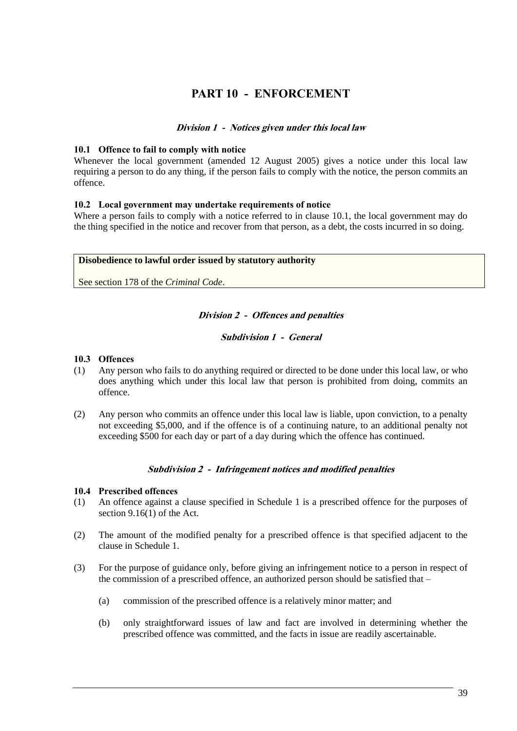# PART 10 - ENFORCEMENT

### *Division 1 - Notices given under this local law*

**10.1 Offence to fail to comply with notice**

Whenever the local government (amended 12 August 2005) gives a notice under this local law requiring a person to do any thing, if the person fails to comply with the notice, the person commits an offence.

**10.2 Local government may undertake requirements of notice**

Where a person fails to comply with a notice referred to in clause 10.1, the local government may do the thing specified in the notice and recover from that person, as a debt, the costs incurred in so doing.

> **Disobedience to lawful order issued by statutory authority**
>
> See section 178 of the *Criminal Code*.

### *Division 2 - Offences and penalties*

#### *Subdivision 1 - General*

**10.3 Offences**

(1) Any person who fails to do anything required or directed to be done under this local law, or who does anything which under this local law that person is prohibited from doing, commits an offence.

(2) Any person who commits an offence under this local law is liable, upon conviction, to a penalty not exceeding $5,000, and if the offence is of a continuing nature, to an additional penalty not exceeding $500 for each day or part of a day during which the offence has continued.

#### *Subdivision 2 - Infringement notices and modified penalties*

**10.4 Prescribed offences**

(1) An offence against a clause specified in Schedule 1 is a prescribed offence for the purposes of section 9.16(1) of the Act.

(2) The amount of the modified penalty for a prescribed offence is that specified adjacent to the clause in Schedule 1.

(3) For the purpose of guidance only, before giving an infringement notice to a person in respect of the commission of a prescribed offence, an authorized person should be satisfied that –

(a) commission of the prescribed offence is a relatively minor matter; and

(b) only straightforward issues of law and fact are involved in determining whether the prescribed offence was committed, and the facts in issue are readily ascertainable.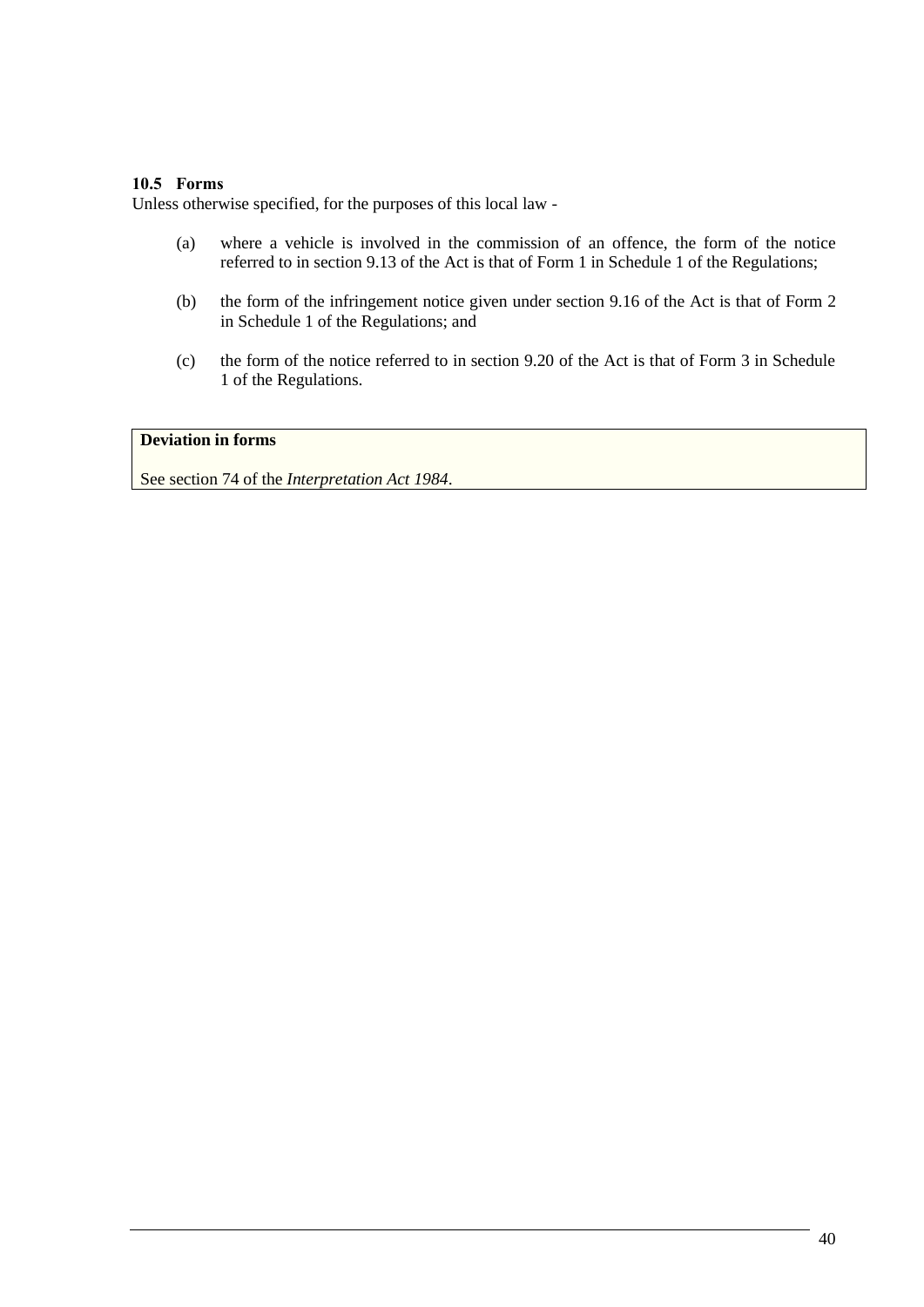### 10.5 Forms

Unless otherwise specified, for the purposes of this local law -

(a) where a vehicle is involved in the commission of an offence, the form of the notice referred to in section 9.13 of the Act is that of Form 1 in Schedule 1 of the Regulations;

(b) the form of the infringement notice given under section 9.16 of the Act is that of Form 2 in Schedule 1 of the Regulations; and

(c) the form of the notice referred to in section 9.20 of the Act is that of Form 3 in Schedule 1 of the Regulations.

> **Deviation in forms**
>
> See section 74 of the *Interpretation Act 1984*.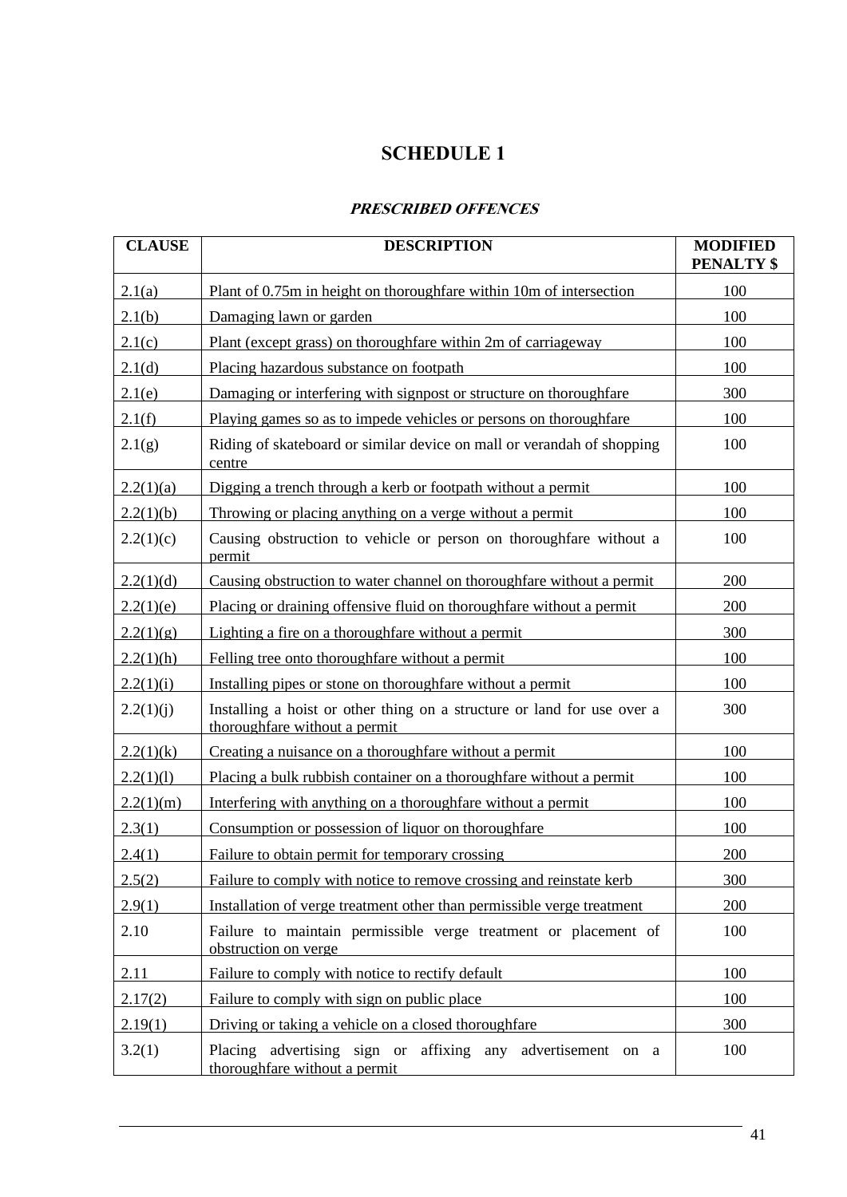# SCHEDULE 1

### *PRESCRIBED OFFENCES*

| CLAUSE | DESCRIPTION | MODIFIED PENALTY $ |
|---|---|---|
| 2.1(a) | Plant of 0.75m in height on thoroughfare within 10m of intersection | 100 |
| 2.1(b) | Damaging lawn or garden | 100 |
| 2.1(c) | Plant (except grass) on thoroughfare within 2m of carriageway | 100 |
| 2.1(d) | Placing hazardous substance on footpath | 100 |
| 2.1(e) | Damaging or interfering with signpost or structure on thoroughfare | 300 |
| 2.1(f) | Playing games so as to impede vehicles or persons on thoroughfare | 100 |
| 2.1(g) | Riding of skateboard or similar device on mall or verandah of shopping centre | 100 |
| 2.2(1)(a) | Digging a trench through a kerb or footpath without a permit | 100 |
| 2.2(1)(b) | Throwing or placing anything on a verge without a permit | 100 |
| 2.2(1)(c) | Causing obstruction to vehicle or person on thoroughfare without a permit | 100 |
| 2.2(1)(d) | Causing obstruction to water channel on thoroughfare without a permit | 200 |
| 2.2(1)(e) | Placing or draining offensive fluid on thoroughfare without a permit | 200 |
| 2.2(1)(g) | Lighting a fire on a thoroughfare without a permit | 300 |
| 2.2(1)(h) | Felling tree onto thoroughfare without a permit | 100 |
| 2.2(1)(i) | Installing pipes or stone on thoroughfare without a permit | 100 |
| 2.2(1)(j) | Installing a hoist or other thing on a structure or land for use over a thoroughfare without a permit | 300 |
| 2.2(1)(k) | Creating a nuisance on a thoroughfare without a permit | 100 |
| 2.2(1)(l) | Placing a bulk rubbish container on a thoroughfare without a permit | 100 |
| 2.2(1)(m) | Interfering with anything on a thoroughfare without a permit | 100 |
| 2.3(1) | Consumption or possession of liquor on thoroughfare | 100 |
| 2.4(1) | Failure to obtain permit for temporary crossing | 200 |
| 2.5(2) | Failure to comply with notice to remove crossing and reinstate kerb | 300 |
| 2.9(1) | Installation of verge treatment other than permissible verge treatment | 200 |
| 2.10 | Failure to maintain permissible verge treatment or placement of obstruction on verge | 100 |
| 2.11 | Failure to comply with notice to rectify default | 100 |
| 2.17(2) | Failure to comply with sign on public place | 100 |
| 2.19(1) | Driving or taking a vehicle on a closed thoroughfare | 300 |
| 3.2(1) | Placing advertising sign or affixing any advertisement on a thoroughfare without a permit | 100 |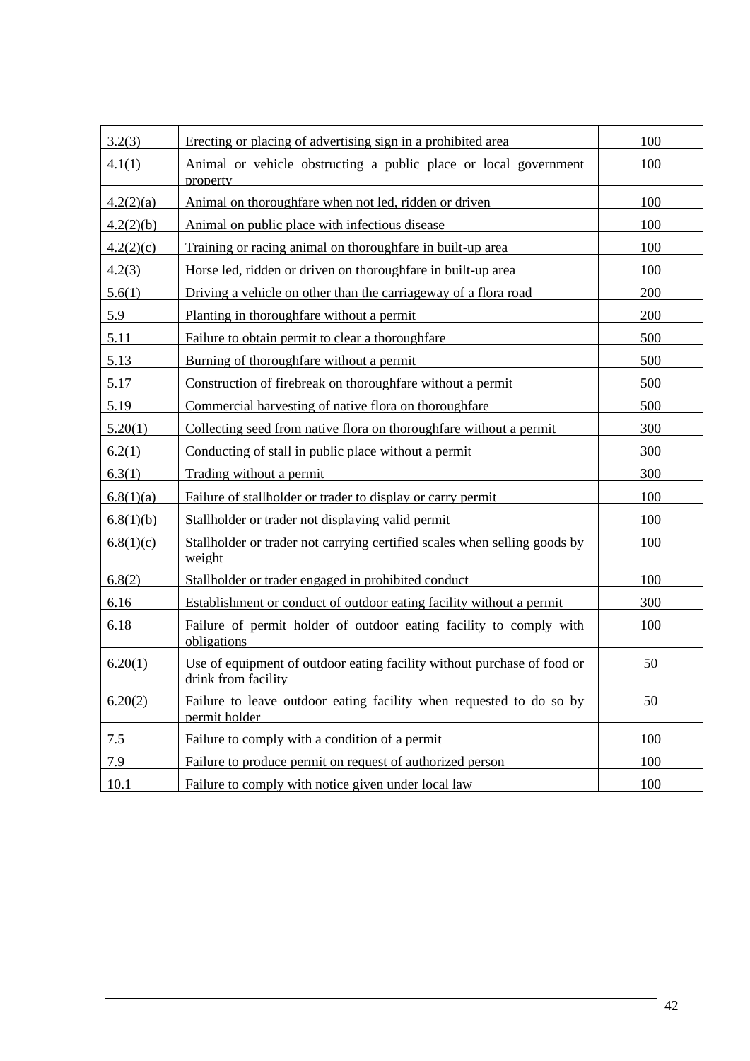| | | |
|---|---|---|
| 3.2(3) | Erecting or placing of advertising sign in a prohibited area | 100 |
| 4.1(1) | Animal or vehicle obstructing a public place or local government property | 100 |
| 4.2(2)(a) | Animal on thoroughfare when not led, ridden or driven | 100 |
| 4.2(2)(b) | Animal on public place with infectious disease | 100 |
| 4.2(2)(c) | Training or racing animal on thoroughfare in built-up area | 100 |
| 4.2(3) | Horse led, ridden or driven on thoroughfare in built-up area | 100 |
| 5.6(1) | Driving a vehicle on other than the carriageway of a flora road | 200 |
| 5.9 | Planting in thoroughfare without a permit | 200 |
| 5.11 | Failure to obtain permit to clear a thoroughfare | 500 |
| 5.13 | Burning of thoroughfare without a permit | 500 |
| 5.17 | Construction of firebreak on thoroughfare without a permit | 500 |
| 5.19 | Commercial harvesting of native flora on thoroughfare | 500 |
| 5.20(1) | Collecting seed from native flora on thoroughfare without a permit | 300 |
| 6.2(1) | Conducting of stall in public place without a permit | 300 |
| 6.3(1) | Trading without a permit | 300 |
| 6.8(1)(a) | Failure of stallholder or trader to display or carry permit | 100 |
| 6.8(1)(b) | Stallholder or trader not displaying valid permit | 100 |
| 6.8(1)(c) | Stallholder or trader not carrying certified scales when selling goods by weight | 100 |
| 6.8(2) | Stallholder or trader engaged in prohibited conduct | 100 |
| 6.16 | Establishment or conduct of outdoor eating facility without a permit | 300 |
| 6.18 | Failure of permit holder of outdoor eating facility to comply with obligations | 100 |
| 6.20(1) | Use of equipment of outdoor eating facility without purchase of food or drink from facility | 50 |
| 6.20(2) | Failure to leave outdoor eating facility when requested to do so by permit holder | 50 |
| 7.5 | Failure to comply with a condition of a permit | 100 |
| 7.9 | Failure to produce permit on request of authorized person | 100 |
| 10.1 | Failure to comply with notice given under local law | 100 |